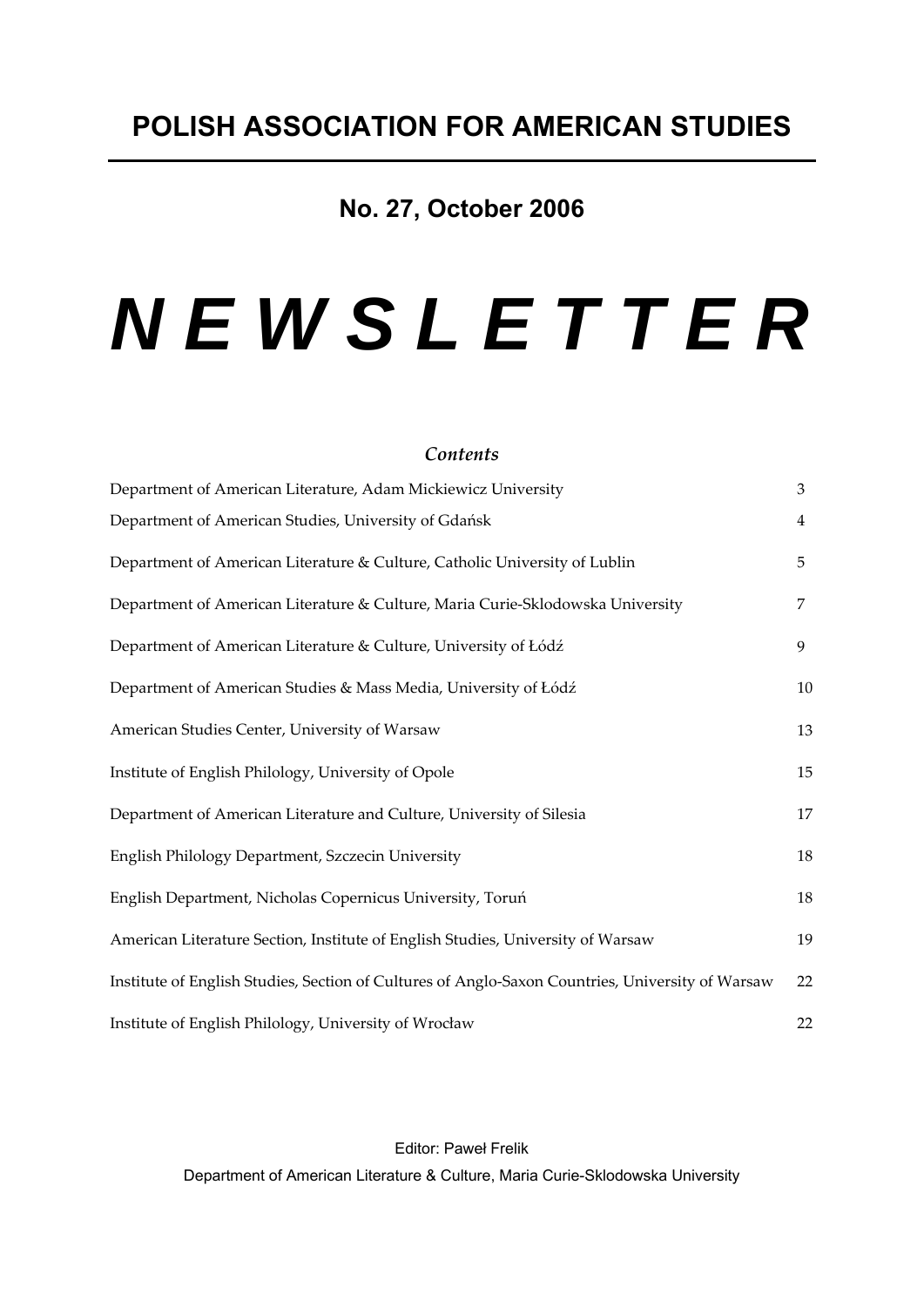# POLISH ASSOCIATION FOR AMERICAN STUDIES

## No. 27, October 2006

# *N E W S L E T T E R*

*Contents*

| | |
|---|---|
| Department of American Literature, Adam Mickiewicz University | 3 |
| Department of American Studies, University of Gdańsk | 4 |
| Department of American Literature & Culture, Catholic University of Lublin | 5 |
| Department of American Literature & Culture, Maria Curie-Sklodowska University | 7 |
| Department of American Literature & Culture, University of Łódź | 9 |
| Department of American Studies & Mass Media, University of Łódź | 10 |
| American Studies Center, University of Warsaw | 13 |
| Institute of English Philology, University of Opole | 15 |
| Department of American Literature and Culture, University of Silesia | 17 |
| English Philology Department, Szczecin University | 18 |
| English Department, Nicholas Copernicus University, Toruń | 18 |
| American Literature Section, Institute of English Studies, University of Warsaw | 19 |
| Institute of English Studies, Section of Cultures of Anglo-Saxon Countries, University of Warsaw | 22 |
| Institute of English Philology, University of Wrocław | 22 |

Editor: Paweł Frelik

Department of American Literature & Culture, Maria Curie-Sklodowska University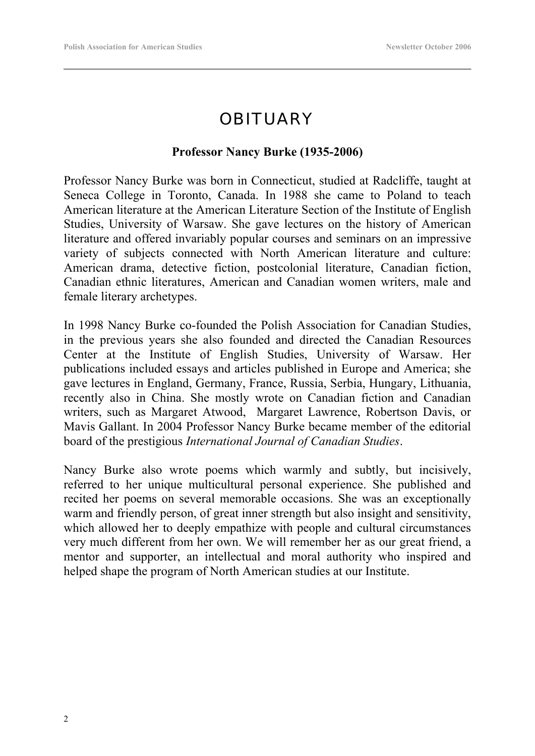# OBITUARY

## Professor Nancy Burke (1935-2006)

Professor Nancy Burke was born in Connecticut, studied at Radcliffe, taught at Seneca College in Toronto, Canada. In 1988 she came to Poland to teach American literature at the American Literature Section of the Institute of English Studies, University of Warsaw. She gave lectures on the history of American literature and offered invariably popular courses and seminars on an impressive variety of subjects connected with North American literature and culture: American drama, detective fiction, postcolonial literature, Canadian fiction, Canadian ethnic literatures, American and Canadian women writers, male and female literary archetypes.

In 1998 Nancy Burke co-founded the Polish Association for Canadian Studies, in the previous years she also founded and directed the Canadian Resources Center at the Institute of English Studies, University of Warsaw. Her publications included essays and articles published in Europe and America; she gave lectures in England, Germany, France, Russia, Serbia, Hungary, Lithuania, recently also in China. She mostly wrote on Canadian fiction and Canadian writers, such as Margaret Atwood, Margaret Lawrence, Robertson Davis, or Mavis Gallant. In 2004 Professor Nancy Burke became member of the editorial board of the prestigious *International Journal of Canadian Studies*.

Nancy Burke also wrote poems which warmly and subtly, but incisively, referred to her unique multicultural personal experience. She published and recited her poems on several memorable occasions. She was an exceptionally warm and friendly person, of great inner strength but also insight and sensitivity, which allowed her to deeply empathize with people and cultural circumstances very much different from her own. We will remember her as our great friend, a mentor and supporter, an intellectual and moral authority who inspired and helped shape the program of North American studies at our Institute.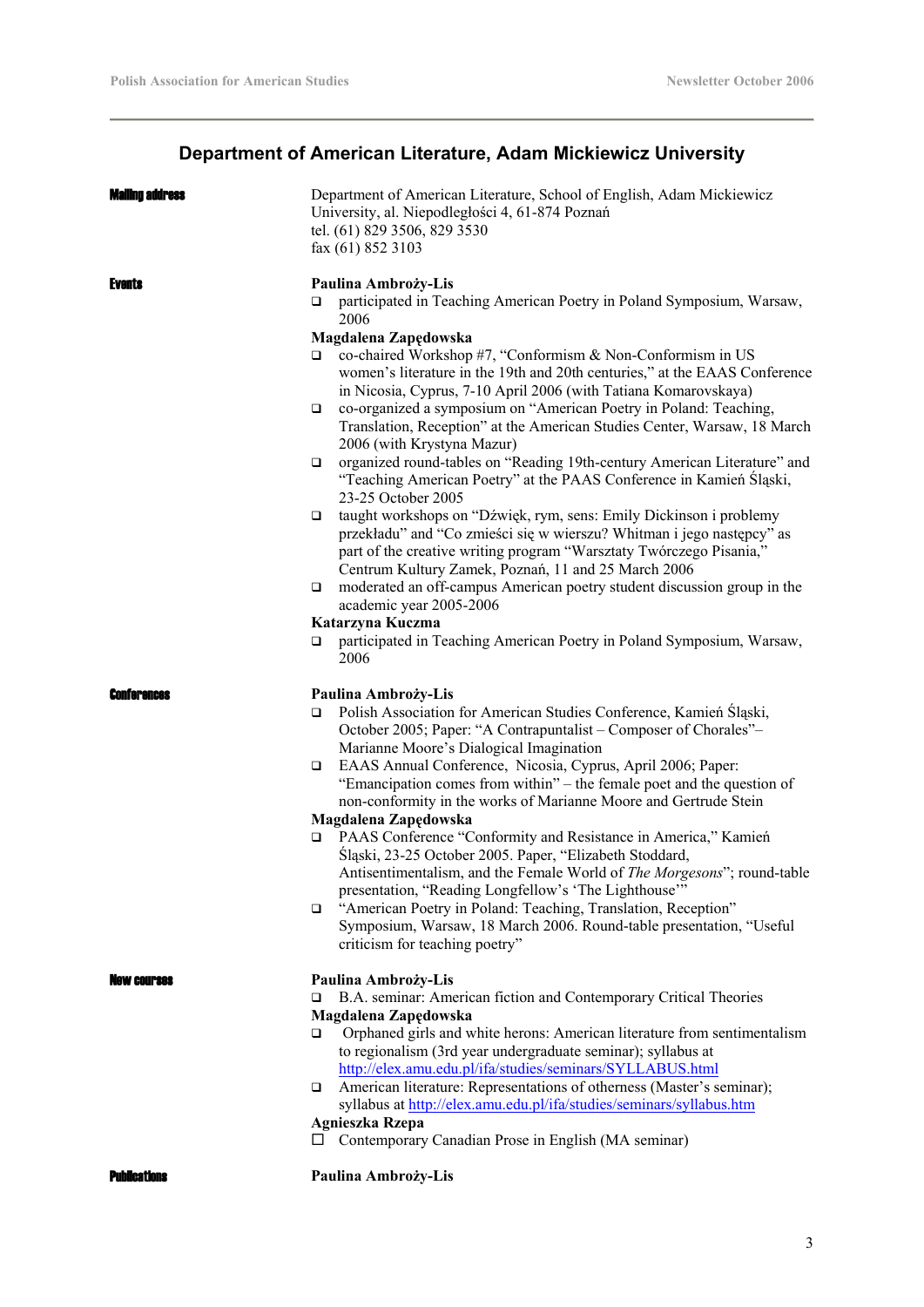## Department of American Literature, Adam Mickiewicz University

**Mailing address**

Department of American Literature, School of English, Adam Mickiewicz University, al. Niepodległości 4, 61-874 Poznań
tel. (61) 829 3506, 829 3530
fax (61) 852 3103

**Events**

**Paulina Ambroży-Lis**

- participated in Teaching American Poetry in Poland Symposium, Warsaw, 2006

**Magdalena Zapędowska**

- co-chaired Workshop #7, "Conformism & Non-Conformism in US women's literature in the 19th and 20th centuries," at the EAAS Conference in Nicosia, Cyprus, 7-10 April 2006 (with Tatiana Komarovskaya)
- co-organized a symposium on "American Poetry in Poland: Teaching, Translation, Reception" at the American Studies Center, Warsaw, 18 March 2006 (with Krystyna Mazur)
- organized round-tables on "Reading 19th-century American Literature" and "Teaching American Poetry" at the PAAS Conference in Kamień Śląski, 23-25 October 2005
- taught workshops on "Dźwięk, rym, sens: Emily Dickinson i problemy przekładu" and "Co zmieści się w wierszu? Whitman i jego następcy" as part of the creative writing program "Warsztaty Twórczego Pisania," Centrum Kultury Zamek, Poznań, 11 and 25 March 2006
- moderated an off-campus American poetry student discussion group in the academic year 2005-2006

**Katarzyna Kuczma**

- participated in Teaching American Poetry in Poland Symposium, Warsaw, 2006

**Conferences**

**Paulina Ambroży-Lis**

- Polish Association for American Studies Conference, Kamień Śląski, October 2005; Paper: "A Contrapuntalist – Composer of Chorales"– Marianne Moore's Dialogical Imagination
- EAAS Annual Conference, Nicosia, Cyprus, April 2006; Paper: "Emancipation comes from within" – the female poet and the question of non-conformity in the works of Marianne Moore and Gertrude Stein

**Magdalena Zapędowska**

- PAAS Conference "Conformity and Resistance in America," Kamień Śląski, 23-25 October 2005. Paper, "Elizabeth Stoddard, Antisentimentalism, and the Female World of *The Morgesons*"; round-table presentation, "Reading Longfellow's 'The Lighthouse'"
- "American Poetry in Poland: Teaching, Translation, Reception" Symposium, Warsaw, 18 March 2006. Round-table presentation, "Useful criticism for teaching poetry"

**New courses**

**Paulina Ambroży-Lis**

- B.A. seminar: American fiction and Contemporary Critical Theories

**Magdalena Zapędowska**

- Orphaned girls and white herons: American literature from sentimentalism to regionalism (3rd year undergraduate seminar); syllabus at http://elex.amu.edu.pl/ifa/studies/seminars/SYLLABUS.html
- American literature: Representations of otherness (Master's seminar); syllabus at http://elex.amu.edu.pl/ifa/studies/seminars/syllabus.htm

**Agnieszka Rzepa**

- Contemporary Canadian Prose in English (MA seminar)

**Publications**

**Paulina Ambroży-Lis**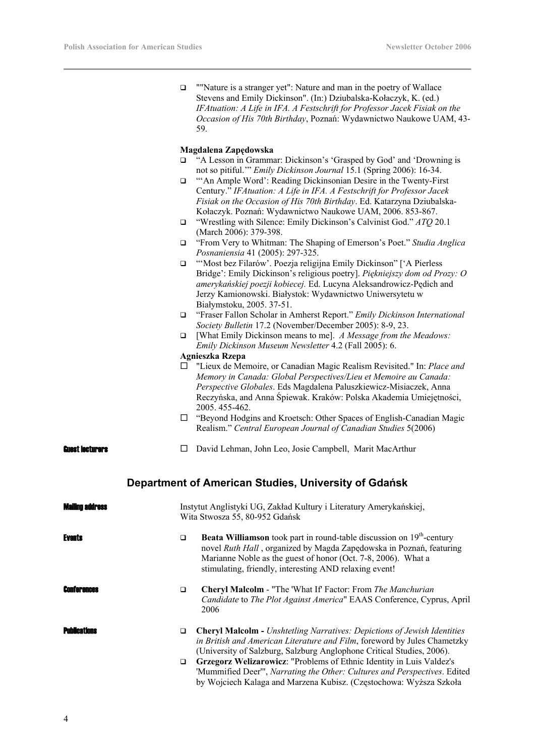- ""Nature is a stranger yet": Nature and man in the poetry of Wallace Stevens and Emily Dickinson". (In:) Dziubalska-Kołaczyk, K. (ed.) *IFAtuation: A Life in IFA. A Festschrift for Professor Jacek Fisiak on the Occasion of His 70th Birthday*, Poznań: Wydawnictwo Naukowe UAM, 43-59.

**Magdalena Zapędowska**

- "A Lesson in Grammar: Dickinson's 'Grasped by God' and 'Drowning is not so pitiful.'" *Emily Dickinson Journal* 15.1 (Spring 2006): 16-34.
- "'An Ample Word': Reading Dickinsonian Desire in the Twenty-First Century." *IFAtuation: A Life in IFA. A Festschrift for Professor Jacek Fisiak on the Occasion of His 70th Birthday*. Ed. Katarzyna Dziubalska-Kołaczyk. Poznań: Wydawnictwo Naukowe UAM, 2006. 853-867.
- "Wrestling with Silence: Emily Dickinson's Calvinist God." *ATQ* 20.1 (March 2006): 379-398.
- "From Very to Whitman: The Shaping of Emerson's Poet." *Studia Anglica Posnaniensia* 41 (2005): 297-325.
- "'Most bez Filarów'. Poezja religijna Emily Dickinson" ['A Pierless Bridge': Emily Dickinson's religious poetry]. *Piękniejszy dom od Prozy: O amerykańskiej poezji kobiecej.* Ed. Lucyna Aleksandrowicz-Pędich and Jerzy Kamionowski. Białystok: Wydawnictwo Uniwersytetu w Białymstoku, 2005. 37-51.
- "Fraser Fallon Scholar in Amherst Report." *Emily Dickinson International Society Bulletin* 17.2 (November/December 2005): 8-9, 23.
- [What Emily Dickinson means to me]. *A Message from the Meadows: Emily Dickinson Museum Newsletter* 4.2 (Fall 2005): 6.

**Agnieszka Rzepa**

- "Lieux de Memoire, or Canadian Magic Realism Revisited." In: *Place and Memory in Canada: Global Perspectives/Lieu et Memoire au Canada: Perspective Globales*. Eds Magdalena Paluszkiewicz-Misiaczek, Anna Reczyńska, and Anna Śpiewak. Kraków: Polska Akademia Umiejętności, 2005. 455-462.
- "Beyond Hodgins and Kroetsch: Other Spaces of English-Canadian Magic Realism." *Central European Journal of Canadian Studies* 5(2006)

**Guest lecturers**

- David Lehman, John Leo, Josie Campbell, Marit MacArthur

## Department of American Studies, University of Gdańsk

**Mailing address**

Instytut Anglistyki UG, Zakład Kultury i Literatury Amerykańskiej,
Wita Stwosza 55, 80-952 Gdańsk

**Events**

- **Beata Williamson** took part in round-table discussion on 19th-century novel *Ruth Hall* , organized by Magda Zapędowska in Poznań, featuring Marianne Noble as the guest of honor (Oct. 7-8, 2006). What a stimulating, friendly, interesting AND relaxing event!

**Conferences**

- **Cheryl Malcolm** - "The 'What If' Factor: From *The Manchurian Candidate* to *The Plot Against America*" EAAS Conference, Cyprus, April 2006

**Publications**

- **Cheryl Malcolm -** *Unshtetling Narratives: Depictions of Jewish Identities in British and American Literature and Film*, foreword by Jules Chametzky (University of Salzburg, Salzburg Anglophone Critical Studies, 2006).
- **Grzegorz Welizarowicz**: "Problems of Ethnic Identity in Luis Valdez's 'Mummified Deer'", *Narrating the Other: Cultures and Perspectives*. Edited by Wojciech Kalaga and Marzena Kubisz. (Częstochowa: Wyższa Szkoła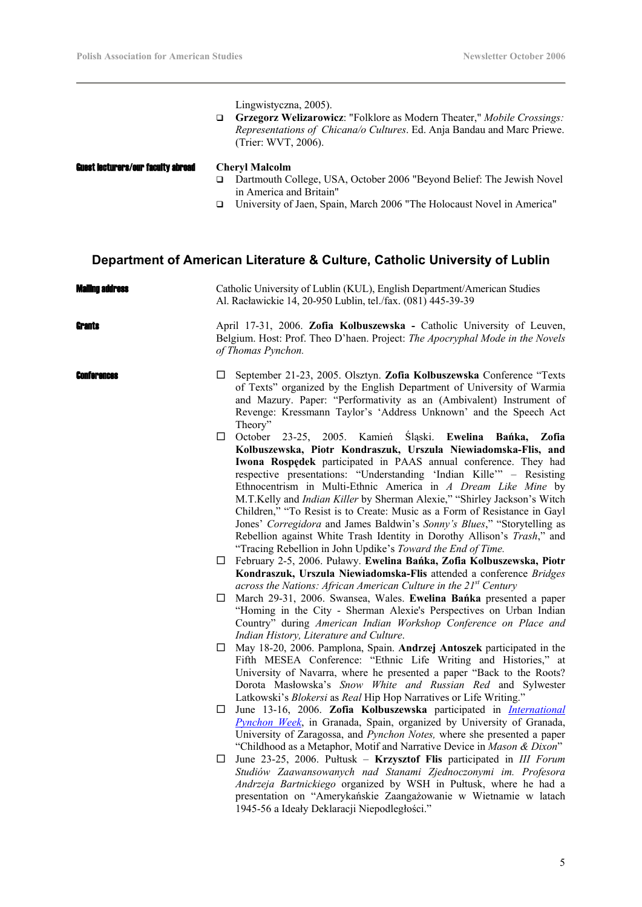- Lingwistyczna, 2005).
- **Grzegorz Welizarowicz**: "Folklore as Modern Theater," *Mobile Crossings: Representations of Chicana/o Cultures*. Ed. Anja Bandau and Marc Priewe. (Trier: WVT, 2006).

**Guest lecturers/our faculty abroad**

**Cheryl Malcolm**

- Dartmouth College, USA, October 2006 "Beyond Belief: The Jewish Novel in America and Britain"
- University of Jaen, Spain, March 2006 "The Holocaust Novel in America"

## Department of American Literature & Culture, Catholic University of Lublin

**Mailing address**

Catholic University of Lublin (KUL), English Department/American Studies
Al. Racławickie 14, 20-950 Lublin, tel./fax. (081) 445-39-39

**Grants**

April 17-31, 2006. **Zofia Kolbuszewska -** Catholic University of Leuven, Belgium. Host: Prof. Theo D'haen. Project: *The Apocryphal Mode in the Novels of Thomas Pynchon.*

**Conferences**

- September 21-23, 2005. Olsztyn. **Zofia Kolbuszewska** Conference "Texts of Texts" organized by the English Department of University of Warmia and Mazury. Paper: "Performativity as an (Ambivalent) Instrument of Revenge: Kressmann Taylor's 'Address Unknown' and the Speech Act Theory"
- October 23-25, 2005. Kamień Śląski. **Ewelina Bańka, Zofia Kolbuszewska, Piotr Kondraszuk, Urszula Niewiadomska-Flis, and Iwona Rospędek** participated in PAAS annual conference. They had respective presentations: "Understanding 'Indian Kille'" – Resisting Ethnocentrism in Multi-Ethnic America in *A Dream Like Mine* by M.T.Kelly and *Indian Killer* by Sherman Alexie," "Shirley Jackson's Witch Children," "To Resist is to Create: Music as a Form of Resistance in Gayl Jones' *Corregidora* and James Baldwin's *Sonny's Blues*," "Storytelling as Rebellion against White Trash Identity in Dorothy Allison's *Trash*," and "Tracing Rebellion in John Updike's *Toward the End of Time.*"
- February 2-5, 2006. Puławy. **Ewelina Bańka, Zofia Kolbuszewska, Piotr Kondraszuk, Urszula Niewiadomska-Flis** attended a conference *Bridges across the Nations: African American Culture in the 21st Century*
- March 29-31, 2006. Swansea, Wales. **Ewelina Bańka** presented a paper "Homing in the City - Sherman Alexie's Perspectives on Urban Indian Country" during *American Indian Workshop Conference on Place and Indian History, Literature and Culture*.
- May 18-20, 2006. Pamplona, Spain. **Andrzej Antoszek** participated in the Fifth MESEA Conference: "Ethnic Life Writing and Histories," at University of Navarra, where he presented a paper "Back to the Roots? Dorota Masłowska's *Snow White and Russian Red* and Sylwester Latkowski's *Blokersi* as *Real* Hip Hop Narratives or Life Writing."
- June 13-16, 2006. **Zofia Kolbuszewska** participated in *International Pynchon Week*, in Granada, Spain, organized by University of Granada, University of Zaragossa, and *Pynchon Notes,* where she presented a paper "Childhood as a Metaphor, Motif and Narrative Device in *Mason & Dixon*"
- June 23-25, 2006. Pułtusk – **Krzysztof Flis** participated in *III Forum Studiów Zaawansowanych nad Stanami Zjednoczonymi im. Profesora Andrzeja Bartnickiego* organized by WSH in Pułtusk, where he had a presentation on "Amerykańskie Zaangażowanie w Wietnamie w latach 1945-56 a Ideały Deklaracji Niepodległości."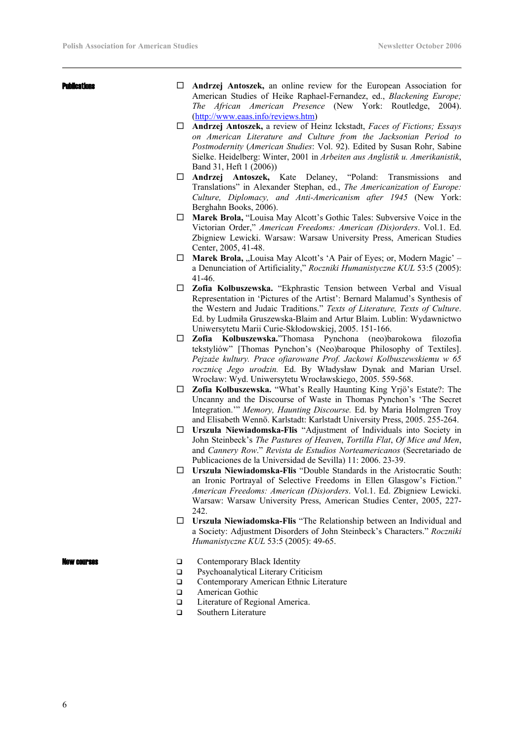**Publications**

- **Andrzej Antoszek,** an online review for the European Association for American Studies of Heike Raphael-Fernandez, ed., *Blackening Europe; The African American Presence* (New York: Routledge, 2004). (http://www.eaas.info/reviews.htm)
- **Andrzej Antoszek,** a review of Heinz Ickstadt, *Faces of Fictions; Essays on American Literature and Culture from the Jacksonian Period to Postmodernity* (*American Studies*: Vol. 92). Edited by Susan Rohr, Sabine Sielke. Heidelberg: Winter, 2001 in *Arbeiten aus Anglistik u. Amerikanistik*, Band 31, Heft 1 (2006))
- **Andrzej Antoszek,** Kate Delaney, "Poland: Transmissions and Translations" in Alexander Stephan, ed., *The Americanization of Europe: Culture, Diplomacy, and Anti-Americanism after 1945* (New York: Berghahn Books, 2006).
- **Marek Brola,** "Louisa May Alcott's Gothic Tales: Subversive Voice in the Victorian Order," *American Freedoms: American (Dis)orders*. Vol.1. Ed. Zbigniew Lewicki. Warsaw: Warsaw University Press, American Studies Center, 2005, 41-48.
- **Marek Brola,** „Louisa May Alcott's 'A Pair of Eyes; or, Modern Magic' – a Denunciation of Artificiality," *Roczniki Humanistyczne KUL* 53:5 (2005): 41-46.
- **Zofia Kolbuszewska.** "Ekphrastic Tension between Verbal and Visual Representation in 'Pictures of the Artist': Bernard Malamud's Synthesis of the Western and Judaic Traditions." *Texts of Literature, Texts of Culture*. Ed. by Ludmiła Gruszewska-Blaim and Artur Blaim. Lublin: Wydawnictwo Uniwersytetu Marii Curie-Skłodowskiej, 2005. 151-166.
- **Zofia Kolbuszewska.**"Thomasa Pynchona (neo)barokowa filozofia tekstyliów" [Thomas Pynchon's (Neo)baroque Philosophy of Textiles]. *Pejzaże kultury. Prace ofiarowane Prof. Jackowi Kolbuszewskiemu w 65 rocznicę Jego urodzin.* Ed. By Władysław Dynak and Marian Ursel. Wrocław: Wyd. Uniwersytetu Wrocławskiego, 2005. 559-568.
- **Zofia Kolbuszewska.** "What's Really Haunting King Yrjö's Estate?: The Uncanny and the Discourse of Waste in Thomas Pynchon's 'The Secret Integration.'" *Memory, Haunting Discourse.* Ed. by Maria Holmgren Troy and Elisabeth Wennö. Karlstadt: Karlstadt University Press, 2005. 255-264.
- **Urszula Niewiadomska-Flis** "Adjustment of Individuals into Society in John Steinbeck's *The Pastures of Heaven*, *Tortilla Flat*, *Of Mice and Men*, and *Cannery Row*." *Revista de Estudios Norteamericanos* (Secretariado de Publicaciones de la Universidad de Sevilla) 11: 2006. 23-39.
- **Urszula Niewiadomska-Flis** "Double Standards in the Aristocratic South: an Ironic Portrayal of Selective Freedoms in Ellen Glasgow's Fiction." *American Freedoms: American (Dis)orders*. Vol.1. Ed. Zbigniew Lewicki. Warsaw: Warsaw University Press, American Studies Center, 2005, 227-242.
- **Urszula Niewiadomska-Flis** "The Relationship between an Individual and a Society: Adjustment Disorders of John Steinbeck's Characters." *Roczniki Humanistyczne KUL* 53:5 (2005): 49-65.

**New courses**

- Contemporary Black Identity
- Psychoanalytical Literary Criticism
- Contemporary American Ethnic Literature
- American Gothic
- Literature of Regional America.
- Southern Literature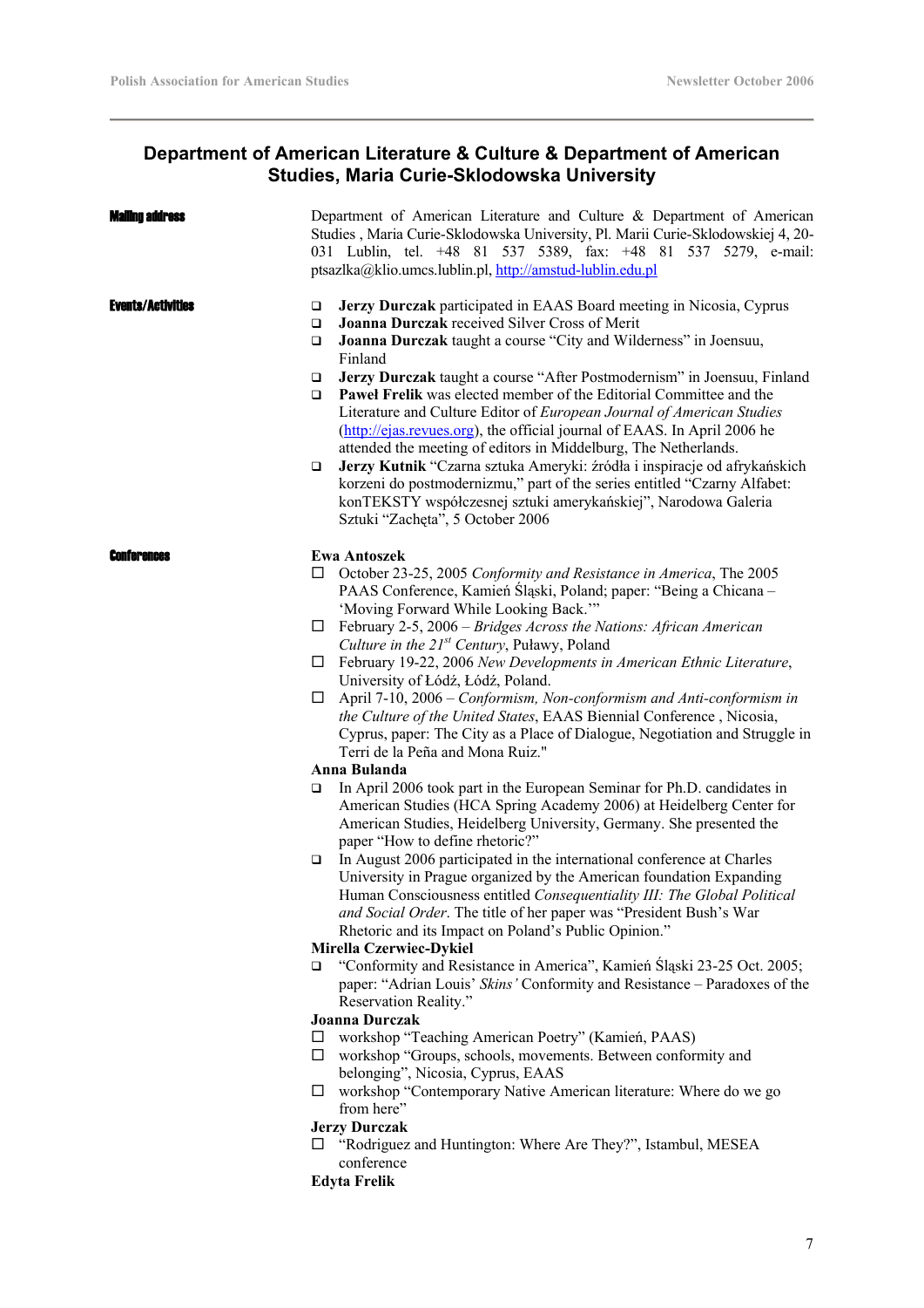## Department of American Literature & Culture & Department of American Studies, Maria Curie-Sklodowska University

**Mailing address**

Department of American Literature and Culture & Department of American Studies , Maria Curie-Sklodowska University, Pl. Marii Curie-Sklodowskiej 4, 20-031 Lublin, tel. +48 81 537 5389, fax: +48 81 537 5279, e-mail: ptsazlka@klio.umcs.lublin.pl, http://amstud-lublin.edu.pl

**Events/Activities**

- **Jerzy Durczak** participated in EAAS Board meeting in Nicosia, Cyprus
- **Joanna Durczak** received Silver Cross of Merit
- **Joanna Durczak** taught a course "City and Wilderness" in Joensuu, Finland
- **Jerzy Durczak** taught a course "After Postmodernism" in Joensuu, Finland
- **Paweł Frelik** was elected member of the Editorial Committee and the Literature and Culture Editor of *European Journal of American Studies* (http://ejas.revues.org), the official journal of EAAS. In April 2006 he attended the meeting of editors in Middelburg, The Netherlands.
- **Jerzy Kutnik** "Czarna sztuka Ameryki: źródła i inspiracje od afrykańskich korzeni do postmodernizmu," part of the series entitled "Czarny Alfabet: konTEKSTY współczesnej sztuki amerykańskiej", Narodowa Galeria Sztuki "Zachęta", 5 October 2006

**Conferences**

**Ewa Antoszek**

- October 23-25, 2005 *Conformity and Resistance in America*, The 2005 PAAS Conference, Kamień Śląski, Poland; paper: "Being a Chicana – 'Moving Forward While Looking Back.'"
- February 2-5, 2006 – *Bridges Across the Nations: African American Culture in the 21st Century*, Puławy, Poland
- February 19-22, 2006 *New Developments in American Ethnic Literature*, University of Łódź, Łódź, Poland.
- April 7-10, 2006 – *Conformism, Non-conformism and Anti-conformism in the Culture of the United States*, EAAS Biennial Conference , Nicosia, Cyprus, paper: The City as a Place of Dialogue, Negotiation and Struggle in Terri de la Peña and Mona Ruiz."

**Anna Bulanda**

- In April 2006 took part in the European Seminar for Ph.D. candidates in American Studies (HCA Spring Academy 2006) at Heidelberg Center for American Studies, Heidelberg University, Germany. She presented the paper "How to define rhetoric?"
- In August 2006 participated in the international conference at Charles University in Prague organized by the American foundation Expanding Human Consciousness entitled *Consequentiality III: The Global Political and Social Order*. The title of her paper was "President Bush's War Rhetoric and its Impact on Poland's Public Opinion."

**Mirella Czerwiec-Dykiel**

- "Conformity and Resistance in America", Kamień Śląski 23-25 Oct. 2005; paper: "Adrian Louis' *Skins'* Conformity and Resistance – Paradoxes of the Reservation Reality."

**Joanna Durczak**

- workshop "Teaching American Poetry" (Kamień, PAAS)
- workshop "Groups, schools, movements. Between conformity and belonging", Nicosia, Cyprus, EAAS
- workshop "Contemporary Native American literature: Where do we go from here"

**Jerzy Durczak**

- "Rodriguez and Huntington: Where Are They?", Istambul, MESEA conference

**Edyta Frelik**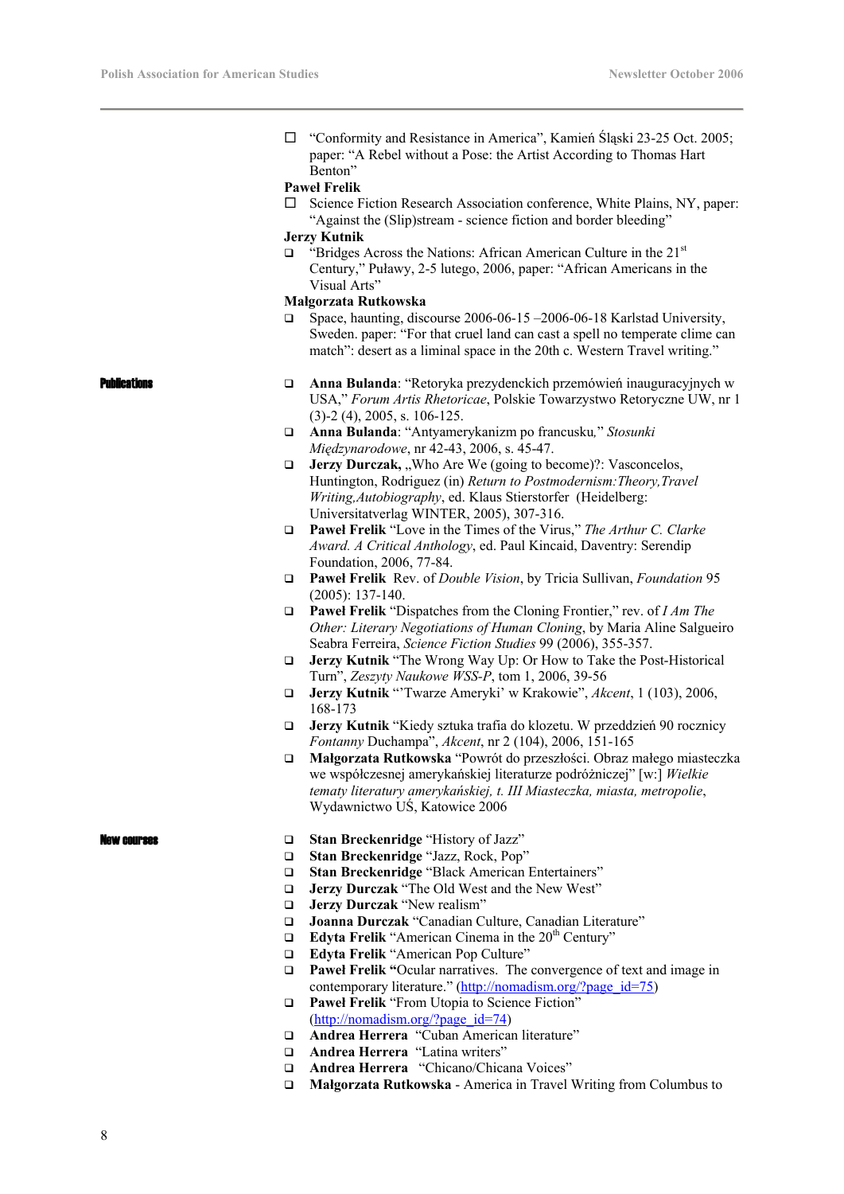- "Conformity and Resistance in America", Kamień Śląski 23-25 Oct. 2005; paper: "A Rebel without a Pose: the Artist According to Thomas Hart Benton"

**Paweł Frelik**

- Science Fiction Research Association conference, White Plains, NY, paper: "Against the (Slip)stream - science fiction and border bleeding"

**Jerzy Kutnik**

- "Bridges Across the Nations: African American Culture in the 21st Century," Puławy, 2-5 lutego, 2006, paper: "African Americans in the Visual Arts"

**Małgorzata Rutkowska**

- Space, haunting, discourse 2006-06-15 –2006-06-18 Karlstad University, Sweden. paper: "For that cruel land can cast a spell no temperate clime can match": desert as a liminal space in the 20th c. Western Travel writing."

## Publications

- **Anna Bulanda**: "Retoryka prezydenckich przemówień inauguracyjnych w USA," *Forum Artis Rhetoricae*, Polskie Towarzystwo Retoryczne UW, nr 1 (3)-2 (4), 2005, s. 106-125.
- **Anna Bulanda**: "Antyamerykanizm po francusku," *Stosunki Międzynarodowe*, nr 42-43, 2006, s. 45-47.
- **Jerzy Durczak,** „Who Are We (going to become)?: Vasconcelos, Huntington, Rodriguez (in) *Return to Postmodernism:Theory,Travel Writing,Autobiography*, ed. Klaus Stierstorfer (Heidelberg: Universitatverlag WINTER, 2005), 307-316.
- **Paweł Frelik** "Love in the Times of the Virus," *The Arthur C. Clarke Award. A Critical Anthology*, ed. Paul Kincaid, Daventry: Serendip Foundation, 2006, 77-84.
- **Paweł Frelik** Rev. of *Double Vision*, by Tricia Sullivan, *Foundation* 95 (2005): 137-140.
- **Paweł Frelik** "Dispatches from the Cloning Frontier," rev. of *I Am The Other: Literary Negotiations of Human Cloning*, by Maria Aline Salgueiro Seabra Ferreira, *Science Fiction Studies* 99 (2006), 355-357.
- **Jerzy Kutnik** "The Wrong Way Up: Or How to Take the Post-Historical Turn", *Zeszyty Naukowe WSS-P*, tom 1, 2006, 39-56
- **Jerzy Kutnik** "'Twarze Ameryki' w Krakowie", *Akcent*, 1 (103), 2006, 168-173
- **Jerzy Kutnik** "Kiedy sztuka trafia do klozetu. W przeddzień 90 rocznicy *Fontanny* Duchampa", *Akcent*, nr 2 (104), 2006, 151-165
- **Małgorzata Rutkowska** "Powrót do przeszłości. Obraz małego miasteczka we współczesnej amerykańskiej literaturze podróżniczej" [w:] *Wielkie tematy literatury amerykańskiej, t. III Miasteczka, miasta, metropolie*, Wydawnictwo UŚ, Katowice 2006

## New courses

- **Stan Breckenridge** "History of Jazz"
- **Stan Breckenridge** "Jazz, Rock, Pop"
- **Stan Breckenridge** "Black American Entertainers"
- **Jerzy Durczak** "The Old West and the New West"
- **Jerzy Durczak** "New realism"
- **Joanna Durczak** "Canadian Culture, Canadian Literature"
- **Edyta Frelik** "American Cinema in the 20th Century"
- **Edyta Frelik** "American Pop Culture"
- **Paweł Frelik "**Ocular narratives. The convergence of text and image in contemporary literature." (http://nomadism.org/?page_id=75)
- **Paweł Frelik** "From Utopia to Science Fiction" (http://nomadism.org/?page_id=74)
- **Andrea Herrera** "Cuban American literature"
- **Andrea Herrera** "Latina writers"
- **Andrea Herrera** "Chicano/Chicana Voices"
- **Małgorzata Rutkowska** - America in Travel Writing from Columbus to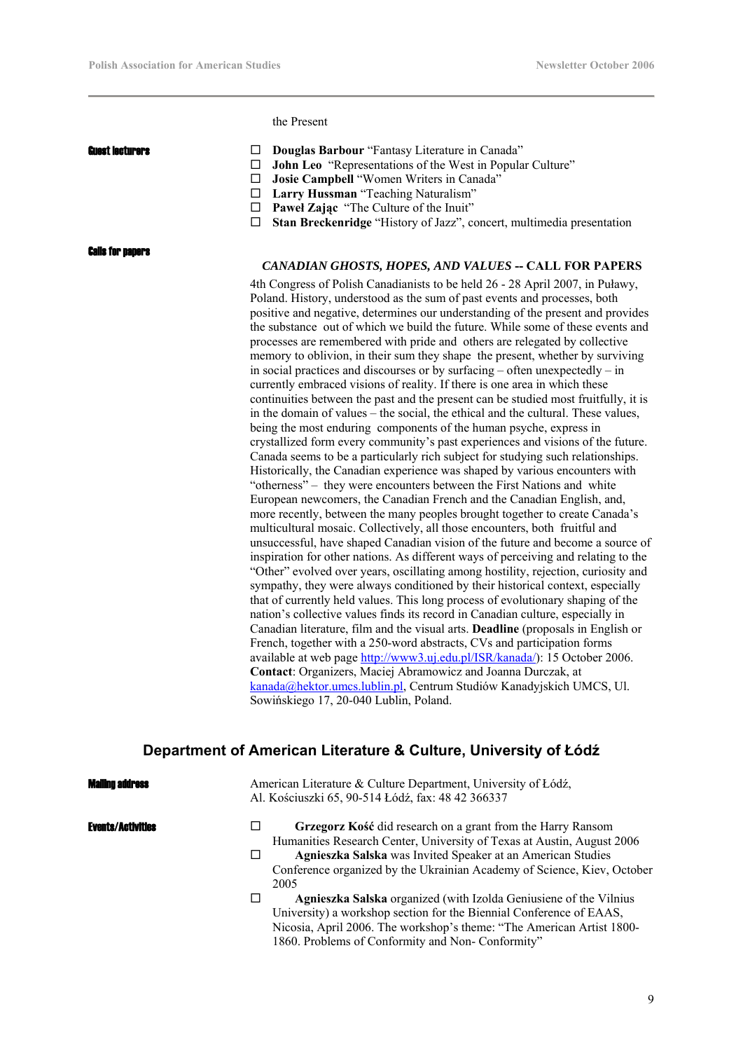the Present

**Guest lecturers**

- **Douglas Barbour** “Fantasy Literature in Canada”
- **John Leo** “Representations of the West in Popular Culture”
- **Josie Campbell** “Women Writers in Canada”
- **Larry Hussman** “Teaching Naturalism”
- **Paweł Zając** “The Culture of the Inuit”
- **Stan Breckenridge** “History of Jazz”, concert, multimedia presentation

**Calls for papers**

***CANADIAN GHOSTS, HOPES, AND VALUES* -- CALL FOR PAPERS**

4th Congress of Polish Canadianists to be held 26 - 28 April 2007, in Puławy, Poland. History, understood as the sum of past events and processes, both positive and negative, determines our understanding of the present and provides the substance out of which we build the future. While some of these events and processes are remembered with pride and others are relegated by collective memory to oblivion, in their sum they shape the present, whether by surviving in social practices and discourses or by surfacing – often unexpectedly – in currently embraced visions of reality. If there is one area in which these continuities between the past and the present can be studied most fruitfully, it is in the domain of values – the social, the ethical and the cultural. These values, being the most enduring components of the human psyche, express in crystallized form every community's past experiences and visions of the future. Canada seems to be a particularly rich subject for studying such relationships. Historically, the Canadian experience was shaped by various encounters with “otherness” – they were encounters between the First Nations and white European newcomers, the Canadian French and the Canadian English, and, more recently, between the many peoples brought together to create Canada's multicultural mosaic. Collectively, all those encounters, both fruitful and unsuccessful, have shaped Canadian vision of the future and become a source of inspiration for other nations. As different ways of perceiving and relating to the “Other” evolved over years, oscillating among hostility, rejection, curiosity and sympathy, they were always conditioned by their historical context, especially that of currently held values. This long process of evolutionary shaping of the nation's collective values finds its record in Canadian culture, especially in Canadian literature, film and the visual arts. **Deadline** (proposals in English or French, together with a 250-word abstracts, CVs and participation forms available at web page http://www3.uj.edu.pl/ISR/kanada/): 15 October 2006. **Contact**: Organizers, Maciej Abramowicz and Joanna Durczak, at kanada@hektor.umcs.lublin.pl, Centrum Studiów Kanadyjskich UMCS, Ul. Sowińskiego 17, 20-040 Lublin, Poland.

## Department of American Literature & Culture, University of Łódź

**Mailing address**

American Literature & Culture Department, University of Łódź, Al. Kościuszki 65, 90-514 Łódź, fax: 48 42 366337

**Events/Activities**

- **Grzegorz Kość** did research on a grant from the Harry Ransom Humanities Research Center, University of Texas at Austin, August 2006
- **Agnieszka Salska** was Invited Speaker at an American Studies Conference organized by the Ukrainian Academy of Science, Kiev, October 2005
- **Agnieszka Salska** organized (with Izolda Geniusiene of the Vilnius University) a workshop section for the Biennial Conference of EAAS, Nicosia, April 2006. The workshop's theme: “The American Artist 1800-1860. Problems of Conformity and Non- Conformity”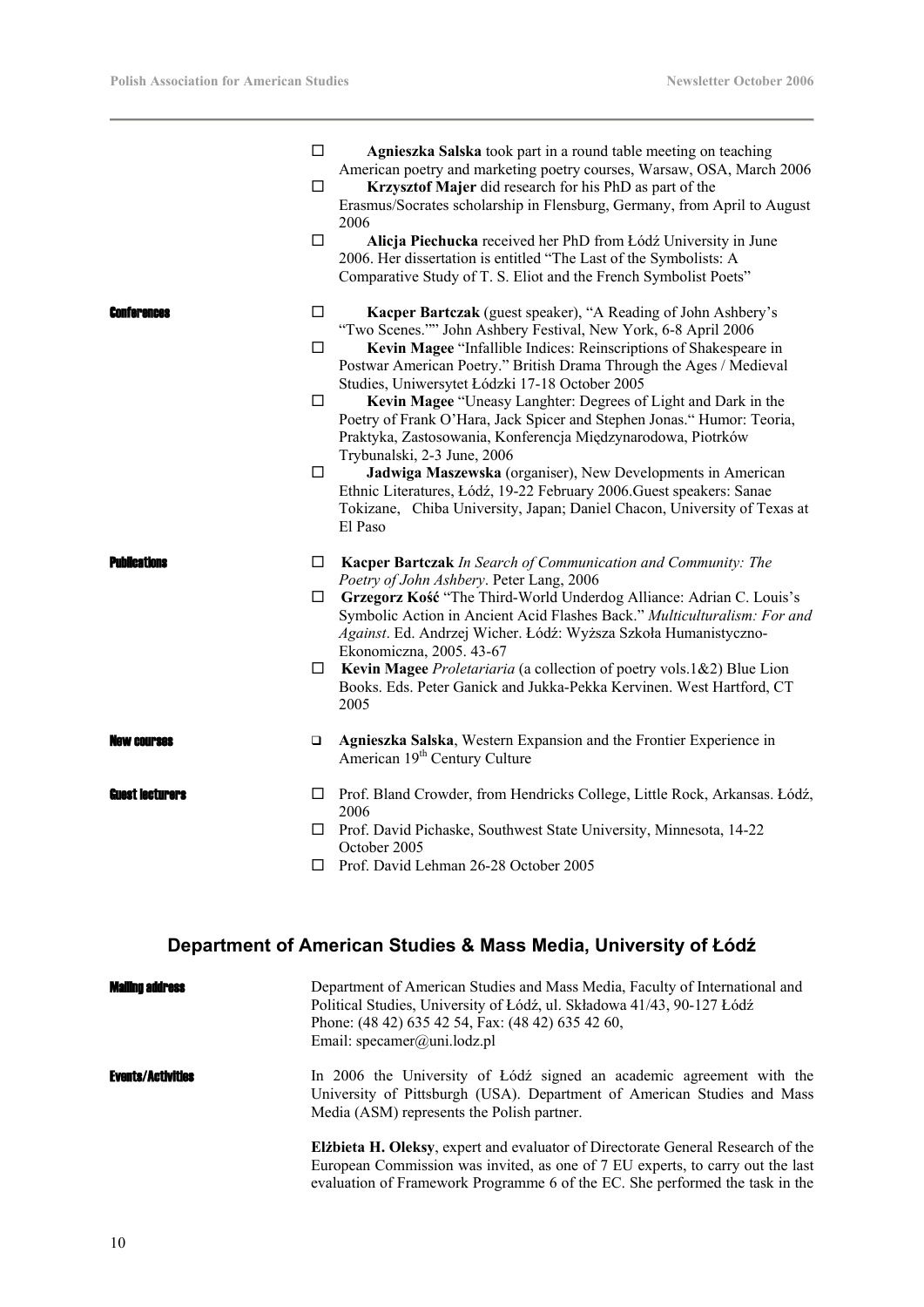- **Agnieszka Salska** took part in a round table meeting on teaching American poetry and marketing poetry courses, Warsaw, OSA, March 2006
- **Krzysztof Majer** did research for his PhD as part of the Erasmus/Socrates scholarship in Flensburg, Germany, from April to August 2006
- **Alicja Piechucka** received her PhD from Łódź University in June 2006. Her dissertation is entitled "The Last of the Symbolists: A Comparative Study of T. S. Eliot and the French Symbolist Poets"

**Conferences**

- **Kacper Bartczak** (guest speaker), "A Reading of John Ashbery's "Two Scenes."" John Ashbery Festival, New York, 6-8 April 2006
- **Kevin Magee** "Infallible Indices: Reinscriptions of Shakespeare in Postwar American Poetry." British Drama Through the Ages / Medieval Studies, Uniwersytet Łódzki 17-18 October 2005
- **Kevin Magee** "Uneasy Langhter: Degrees of Light and Dark in the Poetry of Frank O'Hara, Jack Spicer and Stephen Jonas." Humor: Teoria, Praktyka, Zastosowania, Konferencja Międzynarodowa, Piotrków Trybunalski, 2-3 June, 2006
- **Jadwiga Maszewska** (organiser), New Developments in American Ethnic Literatures, Łódź, 19-22 February 2006.Guest speakers: Sanae Tokizane, Chiba University, Japan; Daniel Chacon, University of Texas at El Paso

**Publications**

- **Kacper Bartczak** *In Search of Communication and Community: The Poetry of John Ashbery*. Peter Lang, 2006
- **Grzegorz Kość** "The Third-World Underdog Alliance: Adrian C. Louis's Symbolic Action in Ancient Acid Flashes Back." *Multiculturalism: For and Against*. Ed. Andrzej Wicher. Łódź: Wyższa Szkoła Humanistyczno-Ekonomiczna, 2005. 43-67
- **Kevin Magee** *Proletariaria* (a collection of poetry vols.1&2) Blue Lion Books. Eds. Peter Ganick and Jukka-Pekka Kervinen. West Hartford, CT 2005

**New courses**

- **Agnieszka Salska**, Western Expansion and the Frontier Experience in American 19th Century Culture

**Guest lecturers**

- Prof. Bland Crowder, from Hendricks College, Little Rock, Arkansas. Łódź, 2006
- Prof. David Pichaske, Southwest State University, Minnesota, 14-22 October 2005
- Prof. David Lehman 26-28 October 2005

## Department of American Studies & Mass Media, University of Łódź

**Mailing address**

Department of American Studies and Mass Media, Faculty of International and Political Studies, University of Łódź, ul. Składowa 41/43, 90-127 Łódź
Phone: (48 42) 635 42 54, Fax: (48 42) 635 42 60,
Email: specamer@uni.lodz.pl

**Events/Activities**

In 2006 the University of Łódź signed an academic agreement with the University of Pittsburgh (USA). Department of American Studies and Mass Media (ASM) represents the Polish partner.

**Elżbieta H. Oleksy**, expert and evaluator of Directorate General Research of the European Commission was invited, as one of 7 EU experts, to carry out the last evaluation of Framework Programme 6 of the EC. She performed the task in the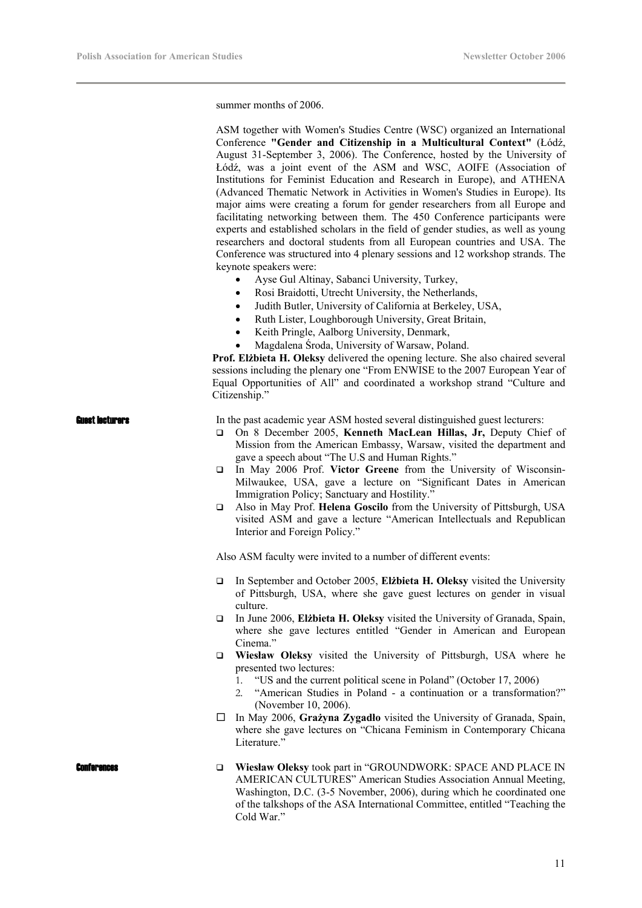summer months of 2006.

ASM together with Women's Studies Centre (WSC) organized an International Conference **"Gender and Citizenship in a Multicultural Context"** (Łódź, August 31-September 3, 2006). The Conference, hosted by the University of Łódź, was a joint event of the ASM and WSC, AOIFE (Association of Institutions for Feminist Education and Research in Europe), and ATHENA (Advanced Thematic Network in Activities in Women's Studies in Europe). Its major aims were creating a forum for gender researchers from all Europe and facilitating networking between them. The 450 Conference participants were experts and established scholars in the field of gender studies, as well as young researchers and doctoral students from all European countries and USA. The Conference was structured into 4 plenary sessions and 12 workshop strands. The keynote speakers were:

- Ayse Gul Altinay, Sabanci University, Turkey,
- Rosi Braidotti, Utrecht University, the Netherlands,
- Judith Butler, University of California at Berkeley, USA,
- Ruth Lister, Loughborough University, Great Britain,
- Keith Pringle, Aalborg University, Denmark,
- Magdalena Środa, University of Warsaw, Poland.

**Prof. Elżbieta H. Oleksy** delivered the opening lecture. She also chaired several sessions including the plenary one "From ENWISE to the 2007 European Year of Equal Opportunities of All" and coordinated a workshop strand "Culture and Citizenship."

### Guest lecturers

In the past academic year ASM hosted several distinguished guest lecturers:

- On 8 December 2005, **Kenneth MacLean Hillas, Jr,** Deputy Chief of Mission from the American Embassy, Warsaw, visited the department and gave a speech about "The U.S and Human Rights."
- In May 2006 Prof. **Victor Greene** from the University of Wisconsin-Milwaukee, USA, gave a lecture on "Significant Dates in American Immigration Policy; Sanctuary and Hostility."
- Also in May Prof. **Helena Goscilo** from the University of Pittsburgh, USA visited ASM and gave a lecture "American Intellectuals and Republican Interior and Foreign Policy."

Also ASM faculty were invited to a number of different events:

- In September and October 2005, **Elżbieta H. Oleksy** visited the University of Pittsburgh, USA, where she gave guest lectures on gender in visual culture.
- In June 2006, **Elżbieta H. Oleksy** visited the University of Granada, Spain, where she gave lectures entitled "Gender in American and European Cinema."
- **Wiesław Oleksy** visited the University of Pittsburgh, USA where he presented two lectures:
  1. "US and the current political scene in Poland" (October 17, 2006)
  2. "American Studies in Poland - a continuation or a transformation?" (November 10, 2006).
- In May 2006, **Grażyna Zygadło** visited the University of Granada, Spain, where she gave lectures on "Chicana Feminism in Contemporary Chicana Literature."

### Conferences

- **Wiesław Oleksy** took part in "GROUNDWORK: SPACE AND PLACE IN AMERICAN CULTURES" American Studies Association Annual Meeting, Washington, D.C. (3-5 November, 2006), during which he coordinated one of the talkshops of the ASA International Committee, entitled "Teaching the Cold War."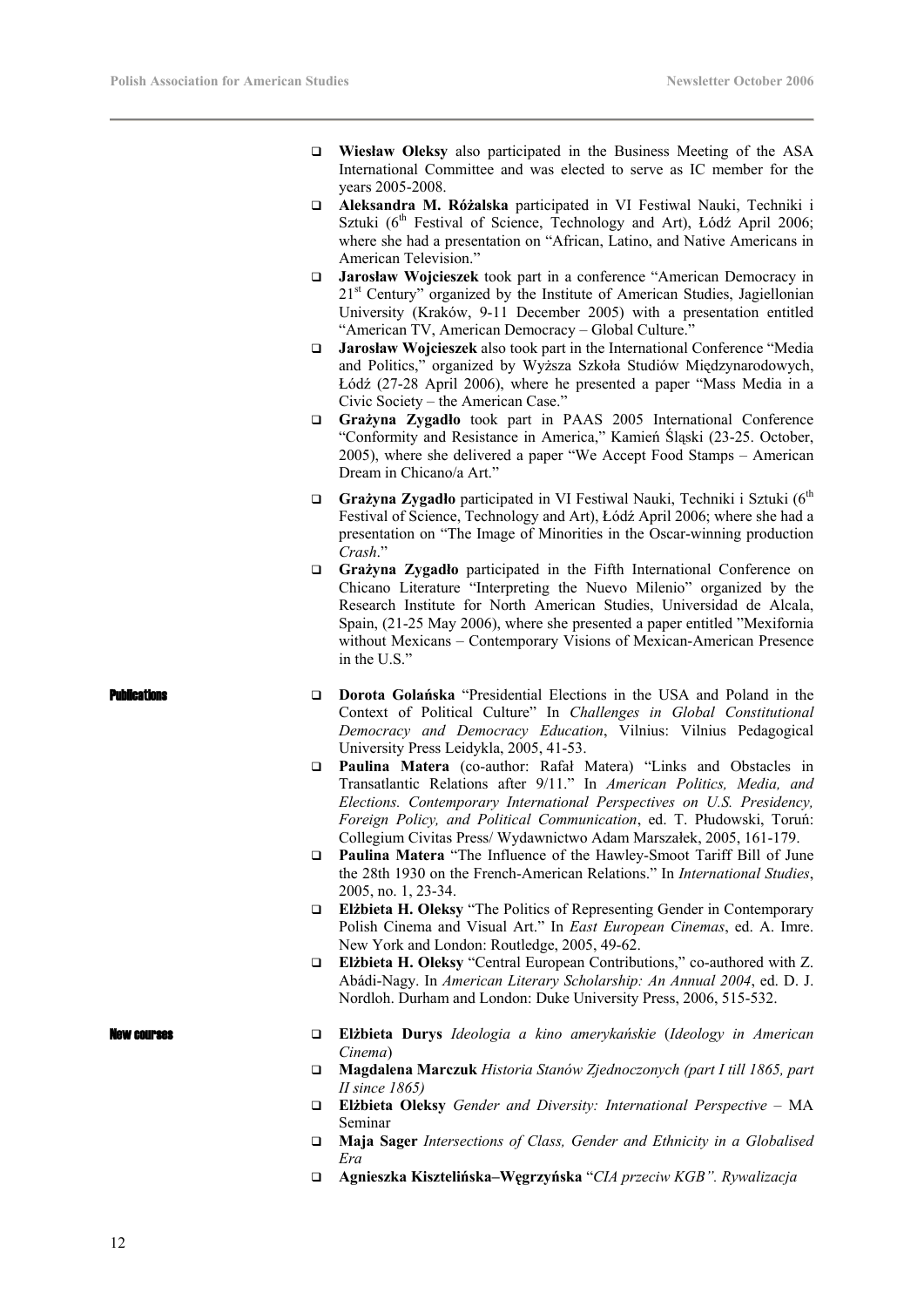- **Wiesław Oleksy** also participated in the Business Meeting of the ASA International Committee and was elected to serve as IC member for the years 2005-2008.
- **Aleksandra M. Różalska** participated in VI Festiwal Nauki, Techniki i Sztuki (6th Festival of Science, Technology and Art), Łódź April 2006; where she had a presentation on "African, Latino, and Native Americans in American Television."
- **Jarosław Wojcieszek** took part in a conference "American Democracy in 21st Century" organized by the Institute of American Studies, Jagiellonian University (Kraków, 9-11 December 2005) with a presentation entitled "American TV, American Democracy – Global Culture."
- **Jarosław Wojcieszek** also took part in the International Conference "Media and Politics," organized by Wyższa Szkoła Studiów Międzynarodowych, Łódź (27-28 April 2006), where he presented a paper "Mass Media in a Civic Society – the American Case."
- **Grażyna Zygadło** took part in PAAS 2005 International Conference "Conformity and Resistance in America," Kamień Śląski (23-25. October, 2005), where she delivered a paper "We Accept Food Stamps – American Dream in Chicano/a Art."
- **Grażyna Zygadło** participated in VI Festiwal Nauki, Techniki i Sztuki (6th Festival of Science, Technology and Art), Łódź April 2006; where she had a presentation on "The Image of Minorities in the Oscar-winning production *Crash*."
- **Grażyna Zygadło** participated in the Fifth International Conference on Chicano Literature "Interpreting the Nuevo Milenio" organized by the Research Institute for North American Studies, Universidad de Alcala, Spain, (21-25 May 2006), where she presented a paper entitled "Mexifornia without Mexicans – Contemporary Visions of Mexican-American Presence in the U.S."

**Publications**

- **Dorota Golańska** "Presidential Elections in the USA and Poland in the Context of Political Culture" In *Challenges in Global Constitutional Democracy and Democracy Education*, Vilnius: Vilnius Pedagogical University Press Leidykla, 2005, 41-53.
- **Paulina Matera** (co-author: Rafał Matera) "Links and Obstacles in Transatlantic Relations after 9/11." In *American Politics, Media, and Elections. Contemporary International Perspectives on U.S. Presidency, Foreign Policy, and Political Communication*, ed. T. Płudowski, Toruń: Collegium Civitas Press/ Wydawnictwo Adam Marszałek, 2005, 161-179.
- **Paulina Matera** "The Influence of the Hawley-Smoot Tariff Bill of June the 28th 1930 on the French-American Relations." In *International Studies*, 2005, no. 1, 23-34.
- **Elżbieta H. Oleksy** "The Politics of Representing Gender in Contemporary Polish Cinema and Visual Art." In *East European Cinemas*, ed. A. Imre. New York and London: Routledge, 2005, 49-62.
- **Elżbieta H. Oleksy** "Central European Contributions," co-authored with Z. Abádi-Nagy. In *American Literary Scholarship: An Annual 2004*, ed. D. J. Nordloh. Durham and London: Duke University Press, 2006, 515-532.

**New courses**

- **Elżbieta Durys** *Ideologia a kino amerykańskie* (*Ideology in American Cinema*)
- **Magdalena Marczuk** *Historia Stanów Zjednoczonych (part I till 1865, part II since 1865)*
- **Elżbieta Oleksy** *Gender and Diversity: International Perspective* – MA Seminar
- **Maja Sager** *Intersections of Class, Gender and Ethnicity in a Globalised Era*
- **Agnieszka Kisztelińska–Węgrzyńska** "*CIA przeciw KGB". Rywalizacja*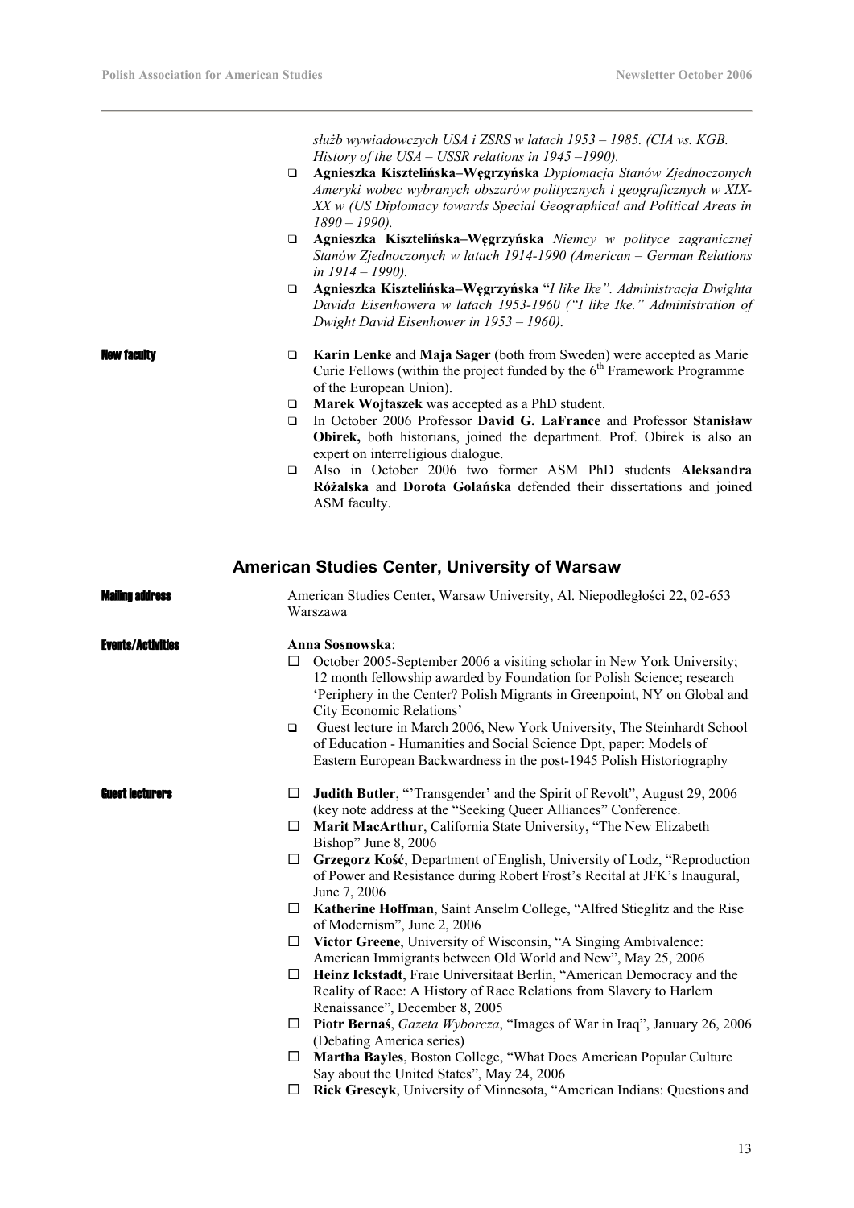*służb wywiadowczych USA i ZSRS w latach 1953 – 1985. (CIA vs. KGB. History of the USA – USSR relations in 1945 –1990).*

- **Agnieszka Kisztelińska–Węgrzyńska** *Dyplomacja Stanów Zjednoczonych Ameryki wobec wybranych obszarów politycznych i geograficznych w XIX-XX w (US Diplomacy towards Special Geographical and Political Areas in 1890 – 1990).*
- **Agnieszka Kisztelińska–Węgrzyńska** *Niemcy w polityce zagranicznej Stanów Zjednoczonych w latach 1914-1990 (American – German Relations in 1914 – 1990).*
- **Agnieszka Kisztelińska–Węgrzyńska** "*I like Ike". Administracja Dwighta Davida Eisenhowera w latach 1953-1960 ("I like Ike." Administration of Dwight David Eisenhower in 1953 – 1960)*.

**New faculty**

- **Karin Lenke** and **Maja Sager** (both from Sweden) were accepted as Marie Curie Fellows (within the project funded by the 6th Framework Programme of the European Union).
- **Marek Wojtaszek** was accepted as a PhD student.
- In October 2006 Professor **David G. LaFrance** and Professor **Stanisław Obirek,** both historians, joined the department. Prof. Obirek is also an expert on interreligious dialogue.
- Also in October 2006 two former ASM PhD students **Aleksandra Różalska** and **Dorota Golańska** defended their dissertations and joined ASM faculty.

## American Studies Center, University of Warsaw

**Mailing address**

American Studies Center, Warsaw University, Al. Niepodległości 22, 02-653 Warszawa

**Events/Activities**

**Anna Sosnowska**:

- October 2005-September 2006 a visiting scholar in New York University; 12 month fellowship awarded by Foundation for Polish Science; research 'Periphery in the Center? Polish Migrants in Greenpoint, NY on Global and City Economic Relations'
- Guest lecture in March 2006, New York University, The Steinhardt School of Education - Humanities and Social Science Dpt, paper: Models of Eastern European Backwardness in the post-1945 Polish Historiography

**Guest lecturers**

- **Judith Butler**, "'Transgender' and the Spirit of Revolt", August 29, 2006 (key note address at the "Seeking Queer Alliances" Conference.
- **Marit MacArthur**, California State University, "The New Elizabeth Bishop" June 8, 2006
- **Grzegorz Kość**, Department of English, University of Lodz, "Reproduction of Power and Resistance during Robert Frost's Recital at JFK's Inaugural, June 7, 2006
- **Katherine Hoffman**, Saint Anselm College, "Alfred Stieglitz and the Rise of Modernism", June 2, 2006
- **Victor Greene**, University of Wisconsin, "A Singing Ambivalence: American Immigrants between Old World and New", May 25, 2006
- **Heinz Ickstadt**, Fraie Universitaat Berlin, "American Democracy and the Reality of Race: A History of Race Relations from Slavery to Harlem Renaissance", December 8, 2005
- **Piotr Bernaś**, *Gazeta Wyborcza*, "Images of War in Iraq", January 26, 2006 (Debating America series)
- **Martha Bayles**, Boston College, "What Does American Popular Culture Say about the United States", May 24, 2006
- **Rick Grescyk**, University of Minnesota, "American Indians: Questions and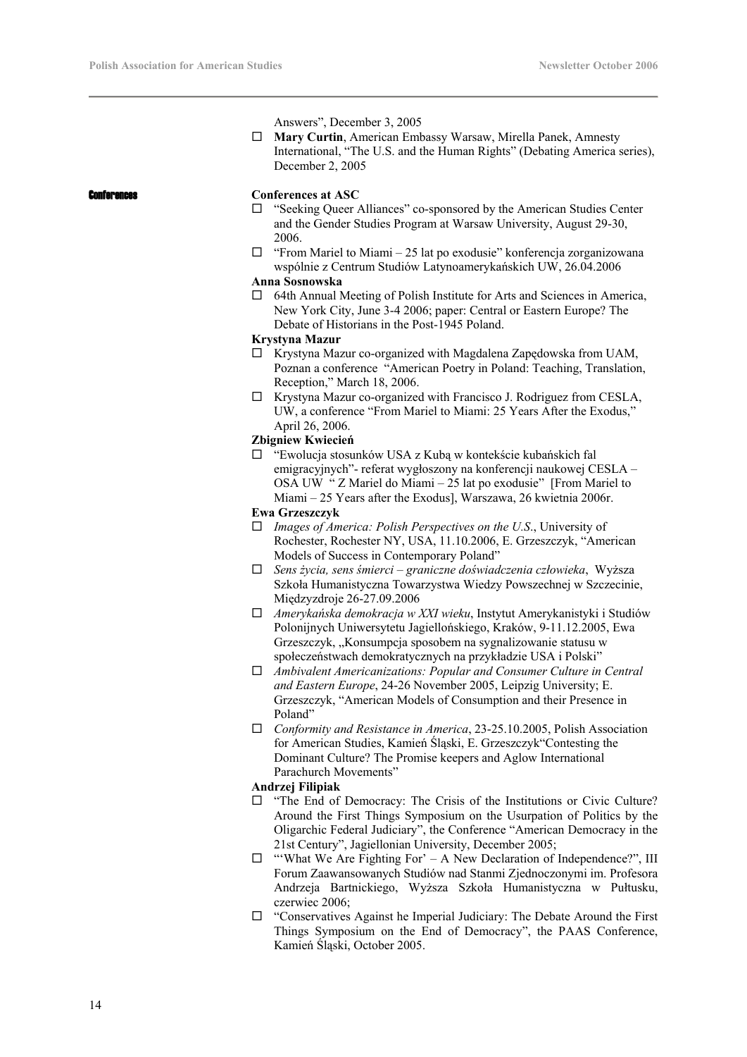Answers", December 3, 2005

- **Mary Curtin**, American Embassy Warsaw, Mirella Panek, Amnesty International, "The U.S. and the Human Rights" (Debating America series), December 2, 2005

## Conferences

**Conferences at ASC**

- "Seeking Queer Alliances" co-sponsored by the American Studies Center and the Gender Studies Program at Warsaw University, August 29-30, 2006.
- "From Mariel to Miami – 25 lat po exodusie" konferencja zorganizowana wspólnie z Centrum Studiów Latynoamerykańskich UW, 26.04.2006

**Anna Sosnowska**

- 64th Annual Meeting of Polish Institute for Arts and Sciences in America, New York City, June 3-4 2006; paper: Central or Eastern Europe? The Debate of Historians in the Post-1945 Poland.

**Krystyna Mazur**

- Krystyna Mazur co-organized with Magdalena Zapędowska from UAM, Poznan a conference "American Poetry in Poland: Teaching, Translation, Reception," March 18, 2006.
- Krystyna Mazur co-organized with Francisco J. Rodriguez from CESLA, UW, a conference "From Mariel to Miami: 25 Years After the Exodus," April 26, 2006.

**Zbigniew Kwiecień**

- "Ewolucja stosunków USA z Kubą w kontekście kubańskich fal emigracyjnych"- referat wygłoszony na konferencji naukowej CESLA – OSA UW " Z Mariel do Miami – 25 lat po exodusie" [From Mariel to Miami – 25 Years after the Exodus], Warszawa, 26 kwietnia 2006r.

**Ewa Grzeszczyk**

- *Images of America: Polish Perspectives on the U.S.*, University of Rochester, Rochester NY, USA, 11.10.2006, E. Grzeszczyk, "American Models of Success in Contemporary Poland"
- *Sens życia, sens śmierci – graniczne doświadczenia człowieka*, Wyższa Szkoła Humanistyczna Towarzystwa Wiedzy Powszechnej w Szczecinie, Międzyzdroje 26-27.09.2006
- *Amerykańska demokracja w XXI wieku*, Instytut Amerykanistyki i Studiów Polonijnych Uniwersytetu Jagiellońskiego, Kraków, 9-11.12.2005, Ewa Grzeszczyk, „Konsumpcja sposobem na sygnalizowanie statusu w społeczeństwach demokratycznych na przykładzie USA i Polski"
- *Ambivalent Americanizations: Popular and Consumer Culture in Central and Eastern Europe*, 24-26 November 2005, Leipzig University; E. Grzeszczyk, "American Models of Consumption and their Presence in Poland"
- *Conformity and Resistance in America*, 23-25.10.2005, Polish Association for American Studies, Kamień Śląski, E. Grzeszczyk"Contesting the Dominant Culture? The Promise keepers and Aglow International Parachurch Movements"

**Andrzej Filipiak**

- "The End of Democracy: The Crisis of the Institutions or Civic Culture? Around the First Things Symposium on the Usurpation of Politics by the Oligarchic Federal Judiciary", the Conference "American Democracy in the 21st Century", Jagiellonian University, December 2005;
- "'What We Are Fighting For' – A New Declaration of Independence?", III Forum Zaawansowanych Studiów nad Stanmi Zjednoczonymi im. Profesora Andrzeja Bartnickiego, Wyższa Szkoła Humanistyczna w Pułtusku, czerwiec 2006;
- "Conservatives Against he Imperial Judiciary: The Debate Around the First Things Symposium on the End of Democracy", the PAAS Conference, Kamień Śląski, October 2005.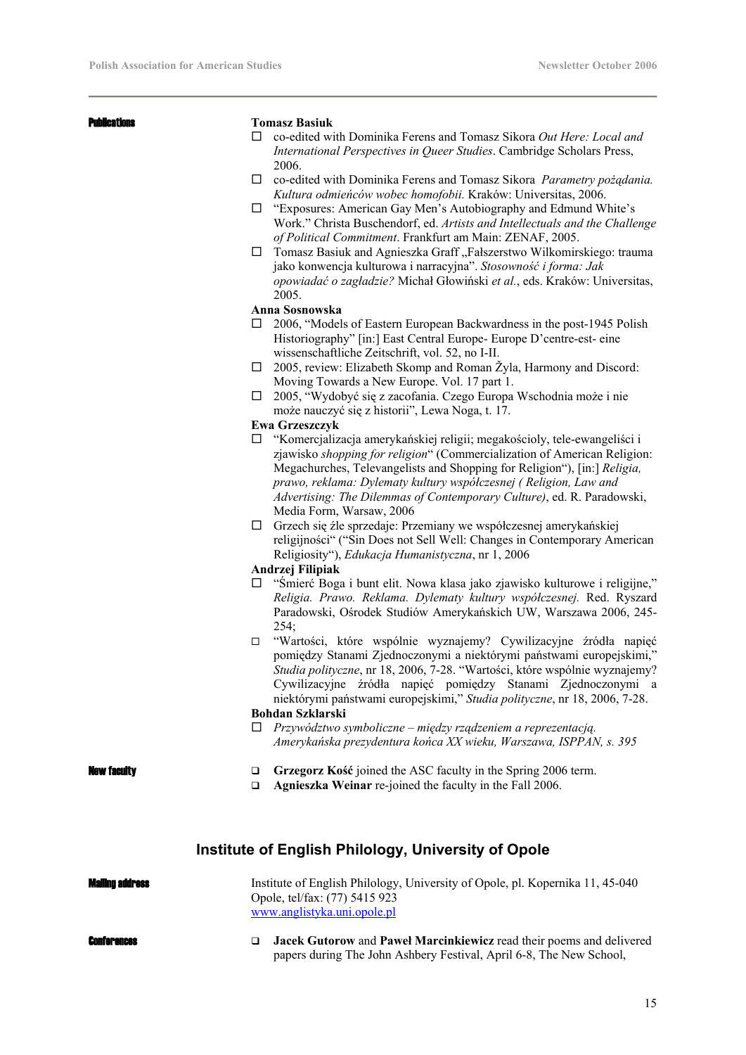**Publications**

**Tomasz Basiuk**

- co-edited with Dominika Ferens and Tomasz Sikora *Out Here: Local and International Perspectives in Queer Studies*. Cambridge Scholars Press, 2006.
- co-edited with Dominika Ferens and Tomasz Sikora *Parametry pożądania. Kultura odmieńców wobec homofobii.* Kraków: Universitas, 2006.
- "Exposures: American Gay Men's Autobiography and Edmund White's Work." Christa Buschendorf, ed. *Artists and Intellectuals and the Challenge of Political Commitment*. Frankfurt am Main: ZENAF, 2005.
- Tomasz Basiuk and Agnieszka Graff „Fałszerstwo Wilkomirskiego: trauma jako konwencja kulturowa i narracyjna". *Stosowność i forma: Jak opowiadać o zagładzie?* Michał Głowiński *et al.*, eds. Kraków: Universitas, 2005.

**Anna Sosnowska**

- 2006, "Models of Eastern European Backwardness in the post-1945 Polish Historiography" [in:] East Central Europe- Europe D'centre-est- eine wissenschaftliche Zeitschrift, vol. 52, no I-II.
- 2005, review: Elizabeth Skomp and Roman Żyla, Harmony and Discord: Moving Towards a New Europe. Vol. 17 part 1.
- 2005, "Wydobyć się z zacofania. Czego Europa Wschodnia może i nie może nauczyć się z historii", Lewa Noga, t. 17.

**Ewa Grzeszczyk**

- "Komercjalizacja amerykańskiej religii; megakościoly, tele-ewangeliści i zjawisko *shopping for religion*" (Commercialization of American Religion: Megachurches, Televangelists and Shopping for Religion"), [in:] *Religia, prawo, reklama: Dylematy kultury współczesnej ( Religion, Law and Advertising: The Dilemmas of Contemporary Culture)*, ed. R. Paradowski, Media Form, Warsaw, 2006
- Grzech się źle sprzedaje: Przemiany we współczesnej amerykańskiej religijności" ("Sin Does not Sell Well: Changes in Contemporary American Religiosity"), *Edukacja Humanistyczna*, nr 1, 2006

**Andrzej Filipiak**

- "Śmierć Boga i bunt elit. Nowa klasa jako zjawisko kulturowe i religijne," *Religia. Prawo. Reklama. Dylematy kultury współczesnej.* Red. Ryszard Paradowski, Ośrodek Studiów Amerykańskich UW, Warszawa 2006, 245-254;
- "Wartości, które wspólnie wyznajemy? Cywilizacyjne źródła napięć pomiędzy Stanami Zjednoczonymi a niektórymi państwami europejskimi," *Studia polityczne*, nr 18, 2006, 7-28. "Wartości, które wspólnie wyznajemy? Cywilizacyjne źródła napięć pomiędzy Stanami Zjednoczonymi a niektórymi państwami europejskimi," *Studia polityczne*, nr 18, 2006, 7-28.

**Bohdan Szklarski**

- *Przywództwo symboliczne – między rządzeniem a reprezentacją. Amerykańska prezydentura końca XX wieku, Warszawa, ISPPAN, s. 395*

**New faculty**

- **Grzegorz Kość** joined the ASC faculty in the Spring 2006 term.
- **Agnieszka Weinar** re-joined the faculty in the Fall 2006.

## Institute of English Philology, University of Opole

**Mailing address**

Institute of English Philology, University of Opole, pl. Kopernika 11, 45-040 Opole, tel/fax: (77) 5415 923
www.anglistyka.uni.opole.pl

**Conferences**

- **Jacek Gutorow** and **Paweł Marcinkiewicz** read their poems and delivered papers during The John Ashbery Festival, April 6-8, The New School,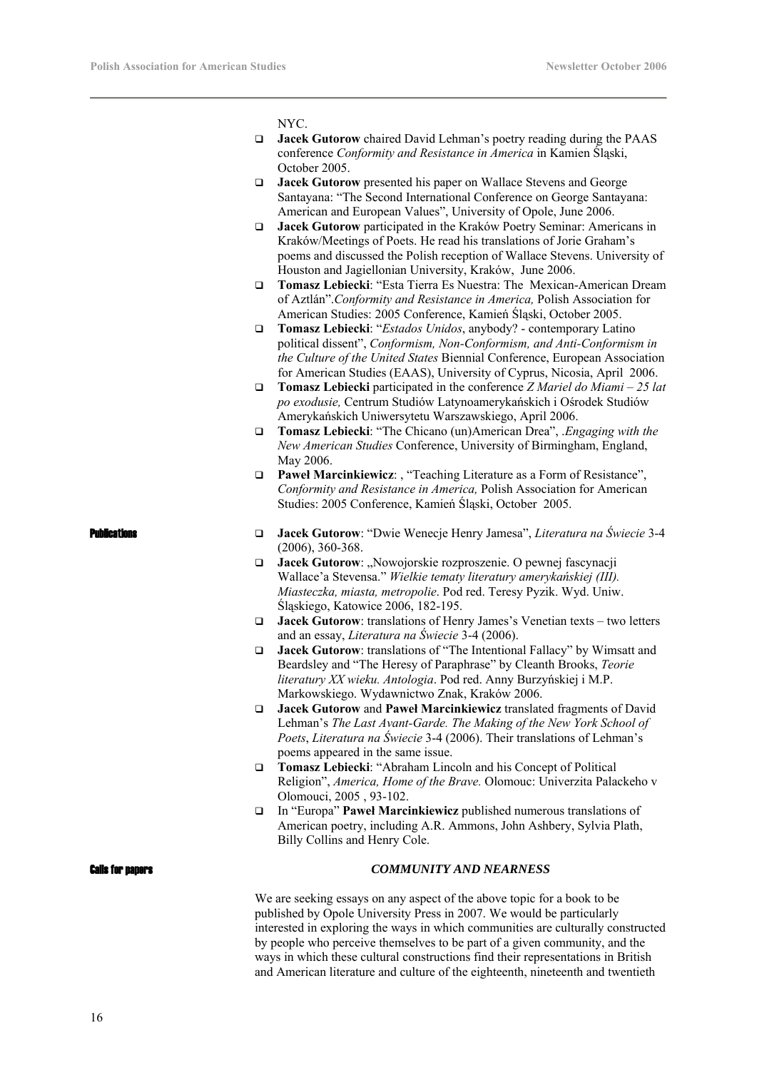NYC.

- **Jacek Gutorow** chaired David Lehman's poetry reading during the PAAS conference *Conformity and Resistance in America* in Kamien Śląski, October 2005.
- **Jacek Gutorow** presented his paper on Wallace Stevens and George Santayana: "The Second International Conference on George Santayana: American and European Values", University of Opole, June 2006.
- **Jacek Gutorow** participated in the Kraków Poetry Seminar: Americans in Kraków/Meetings of Poets. He read his translations of Jorie Graham's poems and discussed the Polish reception of Wallace Stevens. University of Houston and Jagiellonian University, Kraków, June 2006.
- **Tomasz Lebiecki**: "Esta Tierra Es Nuestra: The Mexican-American Dream of Aztlán".*Conformity and Resistance in America,* Polish Association for American Studies: 2005 Conference, Kamień Śląski, October 2005.
- **Tomasz Lebiecki**: "*Estados Unidos*, anybody? - contemporary Latino political dissent", *Conformism, Non-Conformism, and Anti-Conformism in the Culture of the United States* Biennial Conference, European Association for American Studies (EAAS), University of Cyprus, Nicosia, April 2006.
- **Tomasz Lebiecki** participated in the conference *Z Mariel do Miami – 25 lat po exodusie,* Centrum Studiów Latynoamerykańskich i Ośrodek Studiów Amerykańskich Uniwersytetu Warszawskiego, April 2006.
- **Tomasz Lebiecki**: "The Chicano (un)American Drea", .*Engaging with the New American Studies* Conference, University of Birmingham, England, May 2006.
- **Paweł Marcinkiewicz**: , "Teaching Literature as a Form of Resistance", *Conformity and Resistance in America,* Polish Association for American Studies: 2005 Conference, Kamień Śląski, October 2005.

## Publications

- **Jacek Gutorow**: "Dwie Wenecje Henry Jamesa", *Literatura na Świecie* 3-4 (2006), 360-368.
- **Jacek Gutorow**: „Nowojorskie rozproszenie. O pewnej fascynacji Wallace'a Stevensa." *Wielkie tematy literatury amerykańskiej (III). Miasteczka, miasta, metropolie*. Pod red. Teresy Pyzik. Wyd. Uniw. Śląskiego, Katowice 2006, 182-195.
- **Jacek Gutorow**: translations of Henry James's Venetian texts – two letters and an essay, *Literatura na Świecie* 3-4 (2006).
- **Jacek Gutorow**: translations of "The Intentional Fallacy" by Wimsatt and Beardsley and "The Heresy of Paraphrase" by Cleanth Brooks, *Teorie literatury XX wieku. Antologia*. Pod red. Anny Burzyńskiej i M.P. Markowskiego. Wydawnictwo Znak, Kraków 2006.
- **Jacek Gutorow** and **Paweł Marcinkiewicz** translated fragments of David Lehman's *The Last Avant-Garde. The Making of the New York School of Poets*, *Literatura na Świecie* 3-4 (2006). Their translations of Lehman's poems appeared in the same issue.
- **Tomasz Lebiecki**: "Abraham Lincoln and his Concept of Political Religion", *America, Home of the Brave.* Olomouc: Univerzita Palackeho v Olomouci, 2005 , 93-102.
- In "Europa" **Paweł Marcinkiewicz** published numerous translations of American poetry, including A.R. Ammons, John Ashbery, Sylvia Plath, Billy Collins and Henry Cole.

## Calls for papers

### *COMMUNITY AND NEARNESS*

We are seeking essays on any aspect of the above topic for a book to be published by Opole University Press in 2007. We would be particularly interested in exploring the ways in which communities are culturally constructed by people who perceive themselves to be part of a given community, and the ways in which these cultural constructions find their representations in British and American literature and culture of the eighteenth, nineteenth and twentieth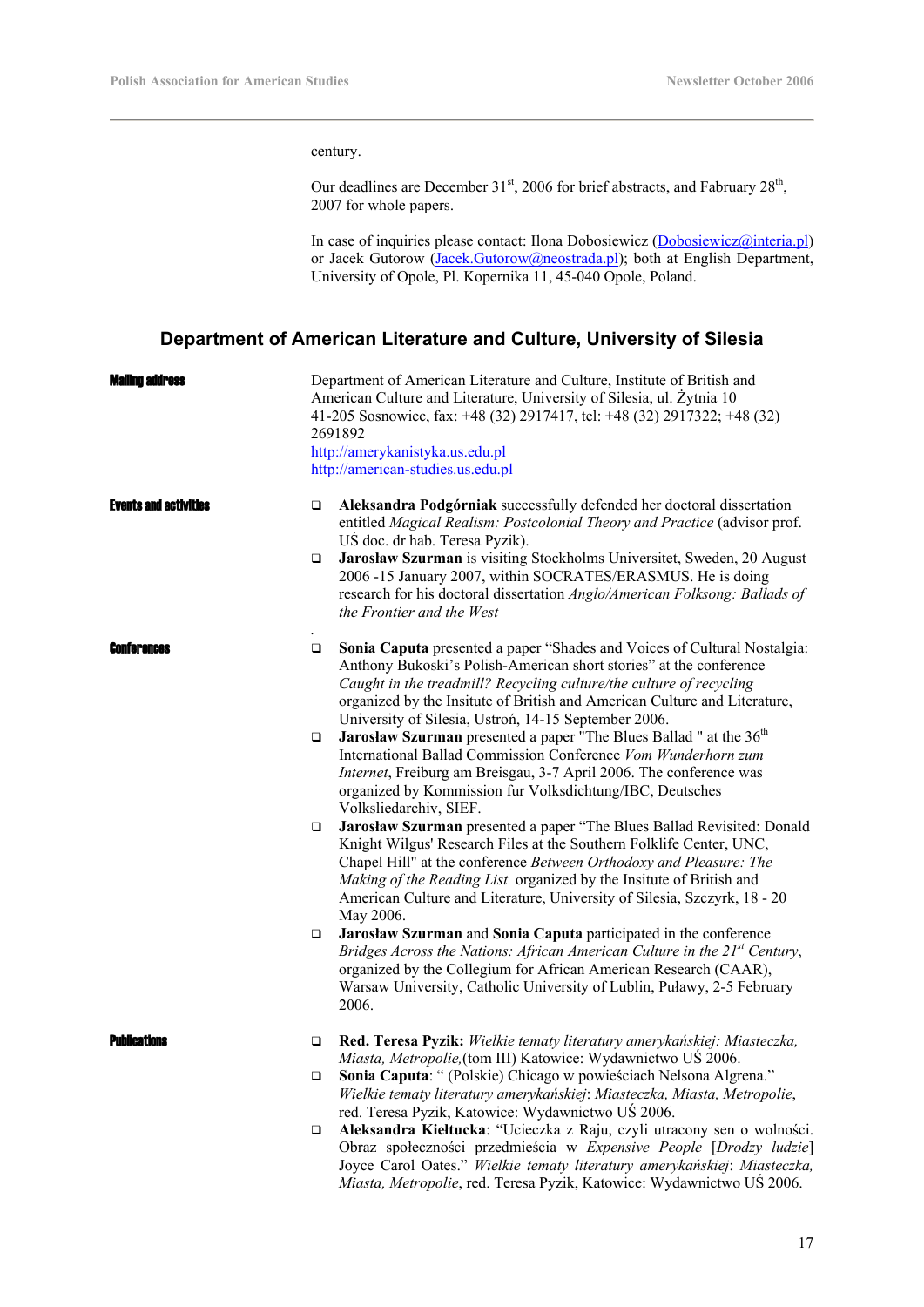century.

Our deadlines are December 31st, 2006 for brief abstracts, and February 28th, 2007 for whole papers.

In case of inquiries please contact: Ilona Dobosiewicz (Dobosiewicz@interia.pl) or Jacek Gutorow (Jacek.Gutorow@neostrada.pl); both at English Department, University of Opole, Pl. Kopernika 11, 45-040 Opole, Poland.

## Department of American Literature and Culture, University of Silesia

**Mailing address**

Department of American Literature and Culture, Institute of British and American Culture and Literature, University of Silesia, ul. Żytnia 10
41-205 Sosnowiec, fax: +48 (32) 2917417, tel: +48 (32) 2917322; +48 (32) 2691892
http://amerykanistyka.us.edu.pl
http://american-studies.us.edu.pl

**Events and activities**

- **Aleksandra Podgórniak** successfully defended her doctoral dissertation entitled *Magical Realism: Postcolonial Theory and Practice* (advisor prof. UŚ doc. dr hab. Teresa Pyzik).
- **Jarosław Szurman** is visiting Stockholms Universitet, Sweden, 20 August 2006 -15 January 2007, within SOCRATES/ERASMUS. He is doing research for his doctoral dissertation *Anglo/American Folksong: Ballads of the Frontier and the West*

**Conferences**

- **Sonia Caputa** presented a paper "Shades and Voices of Cultural Nostalgia: Anthony Bukoski's Polish-American short stories" at the conference *Caught in the treadmill? Recycling culture/the culture of recycling* organized by the Insitute of British and American Culture and Literature, University of Silesia, Ustroń, 14-15 September 2006.
- **Jarosław Szurman** presented a paper "The Blues Ballad " at the 36th International Ballad Commission Conference *Vom Wunderhorn zum Internet*, Freiburg am Breisgau, 3-7 April 2006. The conference was organized by Kommission fur Volksdichtung/IBC, Deutsches Volksliedarchiv, SIEF.
- **Jarosław Szurman** presented a paper "The Blues Ballad Revisited: Donald Knight Wilgus' Research Files at the Southern Folklife Center, UNC, Chapel Hill" at the conference *Between Orthodoxy and Pleasure: The Making of the Reading List* organized by the Insitute of British and American Culture and Literature, University of Silesia, Szczyrk, 18 - 20 May 2006.
- **Jarosław Szurman** and **Sonia Caputa** participated in the conference *Bridges Across the Nations: African American Culture in the 21st Century*, organized by the Collegium for African American Research (CAAR), Warsaw University, Catholic University of Lublin, Puławy, 2-5 February 2006.

**Publications**

- **Red. Teresa Pyzik:** *Wielkie tematy literatury amerykańskiej: Miasteczka, Miasta, Metropolie,*(tom III) Katowice: Wydawnictwo UŚ 2006.
- **Sonia Caputa**: " (Polskie) Chicago w powieściach Nelsona Algrena." *Wielkie tematy literatury amerykańskiej*: *Miasteczka, Miasta, Metropolie*, red. Teresa Pyzik, Katowice: Wydawnictwo UŚ 2006.
- **Aleksandra Kiełtucka**: "Ucieczka z Raju, czyli utracony sen o wolności. Obraz społeczności przedmieścia w *Expensive People* [*Drodzy ludzie*] Joyce Carol Oates." *Wielkie tematy literatury amerykańskiej*: *Miasteczka, Miasta, Metropolie*, red. Teresa Pyzik, Katowice: Wydawnictwo UŚ 2006.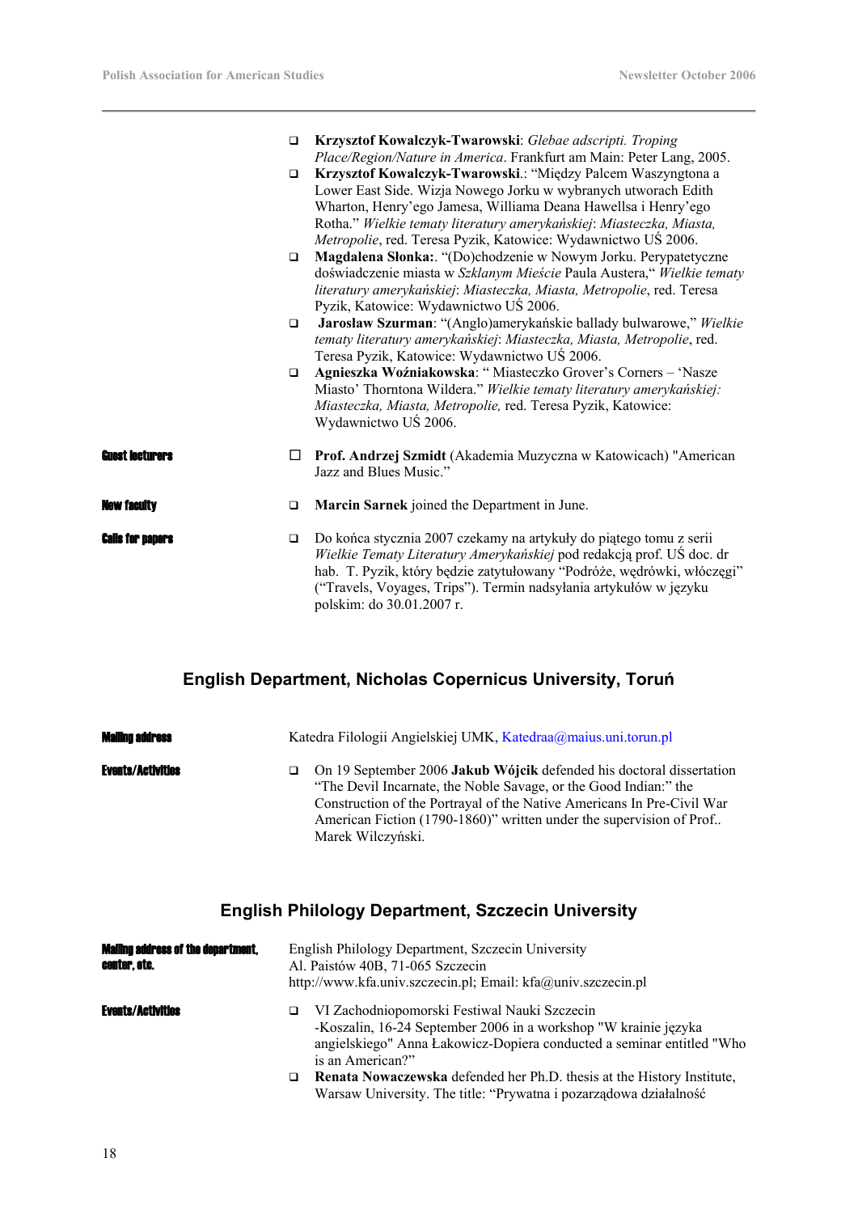- **Krzysztof Kowalczyk-Twarowski**: *Glebae adscripti. Troping Place/Region/Nature in America*. Frankfurt am Main: Peter Lang, 2005.
- **Krzysztof Kowalczyk-Twarowski**.: "Między Palcem Waszyngtona a Lower East Side. Wizja Nowego Jorku w wybranych utworach Edith Wharton, Henry'ego Jamesa, Williama Deana Hawellsa i Henry'ego Rotha." *Wielkie tematy literatury amerykańskiej*: *Miasteczka, Miasta, Metropolie*, red. Teresa Pyzik, Katowice: Wydawnictwo UŚ 2006.
- **Magdalena Słonka:**. "(Do)chodzenie w Nowym Jorku. Perypatetyczne doświadczenie miasta w *Szklanym Mieście* Paula Austera," *Wielkie tematy literatury amerykańskiej*: *Miasteczka, Miasta, Metropolie*, red. Teresa Pyzik, Katowice: Wydawnictwo UŚ 2006.
- **Jarosław Szurman**: "(Anglo)amerykańskie ballady bulwarowe," *Wielkie tematy literatury amerykańskiej*: *Miasteczka, Miasta, Metropolie*, red. Teresa Pyzik, Katowice: Wydawnictwo UŚ 2006.
- **Agnieszka Woźniakowska**: " Miasteczko Grover's Corners – 'Nasze Miasto' Thorntona Wildera." *Wielkie tematy literatury amerykańskiej: Miasteczka, Miasta, Metropolie,* red. Teresa Pyzik, Katowice: Wydawnictwo UŚ 2006.

**Guest lecturers**

- **Prof. Andrzej Szmidt** (Akademia Muzyczna w Katowicach) "American Jazz and Blues Music."

**New faculty**

- **Marcin Sarnek** joined the Department in June.

**Calls for papers**

- Do końca stycznia 2007 czekamy na artykuły do piątego tomu z serii *Wielkie Tematy Literatury Amerykańskiej* pod redakcją prof. UŚ doc. dr hab. T. Pyzik, który będzie zatytułowany "Podróże, wędrówki, włóczęgi" ("Travels, Voyages, Trips"). Termin nadsyłania artykułów w języku polskim: do 30.01.2007 r.

## English Department, Nicholas Copernicus University, Toruń

**Mailing address**

Katedra Filologii Angielskiej UMK, Katedraa@maius.uni.torun.pl

**Events/Activities**

- On 19 September 2006 **Jakub Wójcik** defended his doctoral dissertation "The Devil Incarnate, the Noble Savage, or the Good Indian:" the Construction of the Portrayal of the Native Americans In Pre-Civil War American Fiction (1790-1860)" written under the supervision of Prof.. Marek Wilczyński.

## English Philology Department, Szczecin University

**Mailing address of the department, center, etc.**

English Philology Department, Szczecin University
Al. Paistów 40B, 71-065 Szczecin
http://www.kfa.univ.szczecin.pl; Email: kfa@univ.szczecin.pl

**Events/Activities**

- VI Zachodniopomorski Festiwal Nauki Szczecin -Koszalin, 16-24 September 2006 in a workshop "W krainie języka angielskiego" Anna Łakowicz-Dopiera conducted a seminar entitled "Who is an American?"
- **Renata Nowaczewska** defended her Ph.D. thesis at the History Institute, Warsaw University. The title: "Prywatna i pozarządowa działalność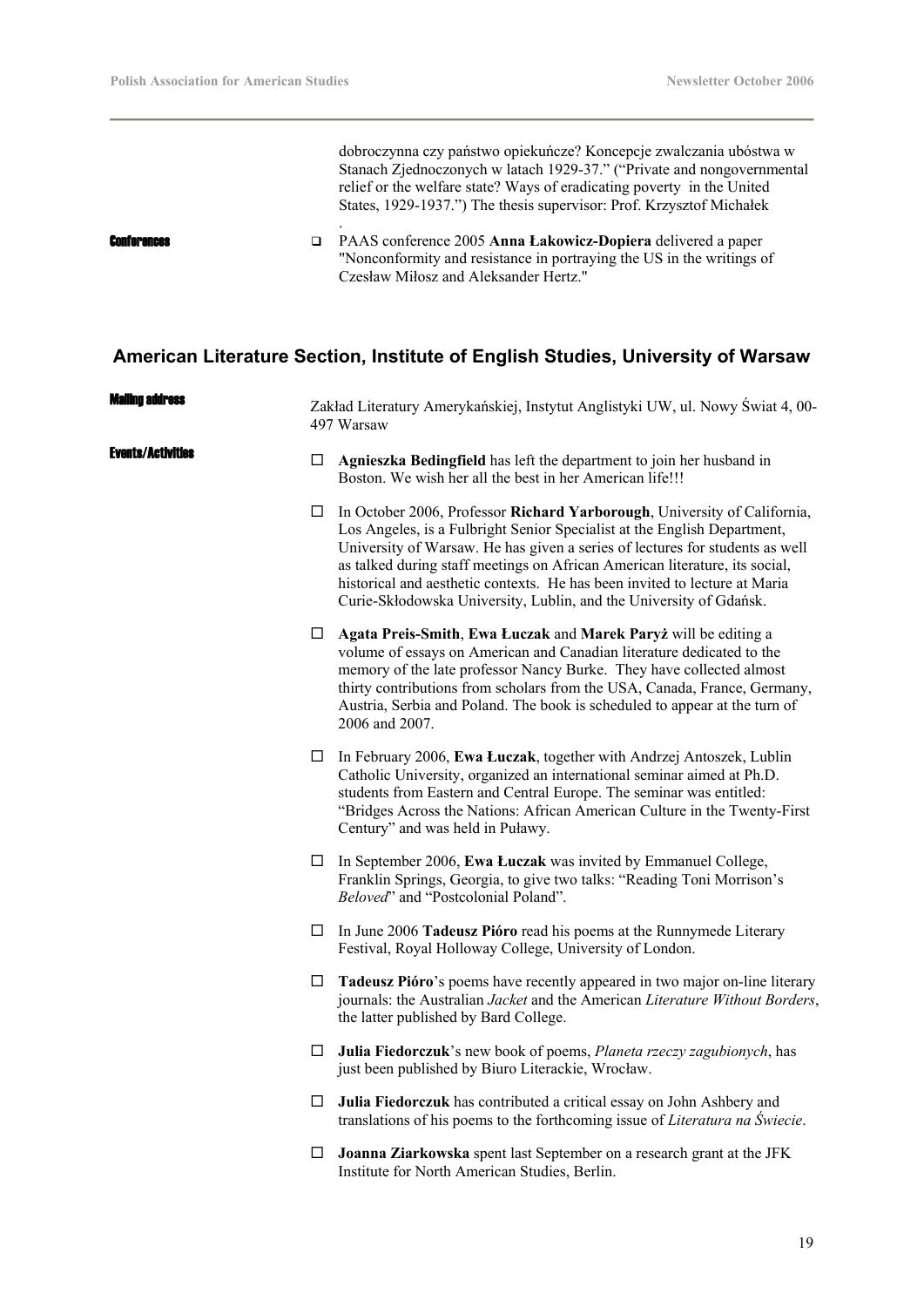dobroczynna czy państwo opiekuńcze? Koncepcje zwalczania ubóstwa w Stanach Zjednoczonych w latach 1929-37." ("Private and nongovernmental relief or the welfare state? Ways of eradicating poverty in the United States, 1929-1937.") The thesis supervisor: Prof. Krzysztof Michałek

**Conferences**

- PAAS conference 2005 **Anna Łakowicz-Dopiera** delivered a paper "Nonconformity and resistance in portraying the US in the writings of Czesław Miłosz and Aleksander Hertz."

## American Literature Section, Institute of English Studies, University of Warsaw

**Mailing address**

Zakład Literatury Amerykańskiej, Instytut Anglistyki UW, ul. Nowy Świat 4, 00-497 Warsaw

**Events/Activities**

- **Agnieszka Bedingfield** has left the department to join her husband in Boston. We wish her all the best in her American life!!!
- In October 2006, Professor **Richard Yarborough**, University of California, Los Angeles, is a Fulbright Senior Specialist at the English Department, University of Warsaw. He has given a series of lectures for students as well as talked during staff meetings on African American literature, its social, historical and aesthetic contexts. He has been invited to lecture at Maria Curie-Skłodowska University, Lublin, and the University of Gdańsk.
- **Agata Preis-Smith**, **Ewa Łuczak** and **Marek Paryż** will be editing a volume of essays on American and Canadian literature dedicated to the memory of the late professor Nancy Burke. They have collected almost thirty contributions from scholars from the USA, Canada, France, Germany, Austria, Serbia and Poland. The book is scheduled to appear at the turn of 2006 and 2007.
- In February 2006, **Ewa Łuczak**, together with Andrzej Antoszek, Lublin Catholic University, organized an international seminar aimed at Ph.D. students from Eastern and Central Europe. The seminar was entitled: "Bridges Across the Nations: African American Culture in the Twenty-First Century" and was held in Puławy.
- In September 2006, **Ewa Łuczak** was invited by Emmanuel College, Franklin Springs, Georgia, to give two talks: "Reading Toni Morrison's *Beloved*" and "Postcolonial Poland".
- In June 2006 **Tadeusz Pióro** read his poems at the Runnymede Literary Festival, Royal Holloway College, University of London.
- **Tadeusz Pióro**'s poems have recently appeared in two major on-line literary journals: the Australian *Jacket* and the American *Literature Without Borders*, the latter published by Bard College.
- **Julia Fiedorczuk**'s new book of poems, *Planeta rzeczy zagubionych*, has just been published by Biuro Literackie, Wrocław.
- **Julia Fiedorczuk** has contributed a critical essay on John Ashbery and translations of his poems to the forthcoming issue of *Literatura na Świecie*.
- **Joanna Ziarkowska** spent last September on a research grant at the JFK Institute for North American Studies, Berlin.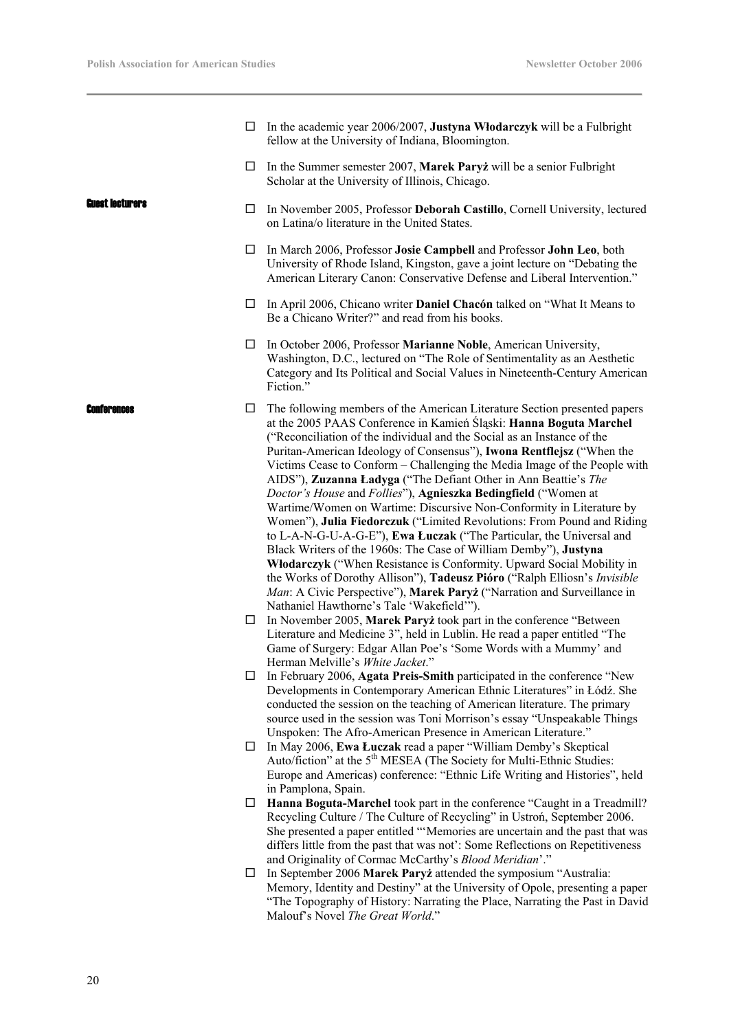- In the academic year 2006/2007, **Justyna Włodarczyk** will be a Fulbright fellow at the University of Indiana, Bloomington.
- In the Summer semester 2007, **Marek Paryż** will be a senior Fulbright Scholar at the University of Illinois, Chicago.

**Guest lecturers**

- In November 2005, Professor **Deborah Castillo**, Cornell University, lectured on Latina/o literature in the United States.
- In March 2006, Professor **Josie Campbell** and Professor **John Leo**, both University of Rhode Island, Kingston, gave a joint lecture on "Debating the American Literary Canon: Conservative Defense and Liberal Intervention."
- In April 2006, Chicano writer **Daniel Chacón** talked on "What It Means to Be a Chicano Writer?" and read from his books.
- In October 2006, Professor **Marianne Noble**, American University, Washington, D.C., lectured on "The Role of Sentimentality as an Aesthetic Category and Its Political and Social Values in Nineteenth-Century American Fiction."

**Conferences**

- The following members of the American Literature Section presented papers at the 2005 PAAS Conference in Kamień Śląski: **Hanna Boguta Marchel** ("Reconciliation of the individual and the Social as an Instance of the Puritan-American Ideology of Consensus"), **Iwona Rentflejsz** ("When the Victims Cease to Conform – Challenging the Media Image of the People with AIDS"), **Zuzanna Ładyga** ("The Defiant Other in Ann Beattie's *The Doctor's House* and *Follies*"), **Agnieszka Bedingfield** ("Women at Wartime/Women on Wartime: Discursive Non-Conformity in Literature by Women"), **Julia Fiedorczuk** ("Limited Revolutions: From Pound and Riding to L-A-N-G-U-A-G-E"), **Ewa Łuczak** ("The Particular, the Universal and Black Writers of the 1960s: The Case of William Demby"), **Justyna Włodarczyk** ("When Resistance is Conformity. Upward Social Mobility in the Works of Dorothy Allison"), **Tadeusz Pióro** ("Ralph Elliosn's *Invisible Man*: A Civic Perspective"), **Marek Paryż** ("Narration and Surveillance in Nathaniel Hawthorne's Tale 'Wakefield'").
- In November 2005, **Marek Paryż** took part in the conference "Between Literature and Medicine 3", held in Lublin. He read a paper entitled "The Game of Surgery: Edgar Allan Poe's 'Some Words with a Mummy' and Herman Melville's *White Jacket*."
- In February 2006, **Agata Preis-Smith** participated in the conference "New Developments in Contemporary American Ethnic Literatures" in Łódź. She conducted the session on the teaching of American literature. The primary source used in the session was Toni Morrison's essay "Unspeakable Things Unspoken: The Afro-American Presence in American Literature."
- In May 2006, **Ewa Łuczak** read a paper "William Demby's Skeptical Auto/fiction" at the 5th MESEA (The Society for Multi-Ethnic Studies: Europe and Americas) conference: "Ethnic Life Writing and Histories", held in Pamplona, Spain.
- **Hanna Boguta-Marchel** took part in the conference "Caught in a Treadmill? Recycling Culture / The Culture of Recycling" in Ustroń, September 2006. She presented a paper entitled "'Memories are uncertain and the past that was differs little from the past that was not': Some Reflections on Repetitiveness and Originality of Cormac McCarthy's *Blood Meridian*'."
- In September 2006 **Marek Paryż** attended the symposium "Australia: Memory, Identity and Destiny" at the University of Opole, presenting a paper "The Topography of History: Narrating the Place, Narrating the Past in David Malouf's Novel *The Great World*."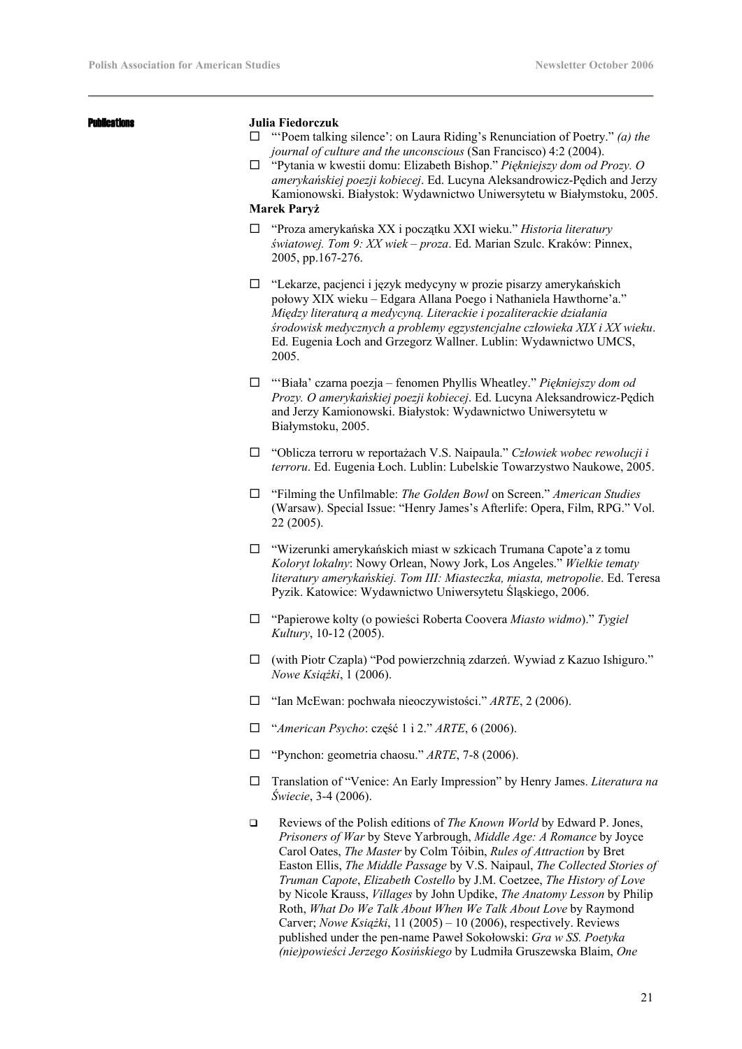## Publications

**Julia Fiedorczuk**

- "'Poem talking silence': on Laura Riding's Renunciation of Poetry." *(a) the journal of culture and the unconscious* (San Francisco) 4:2 (2004).
- "Pytania w kwestii domu: Elizabeth Bishop." *Piękniejszy dom od Prozy. O amerykańskiej poezji kobiecej*. Ed. Lucyna Aleksandrowicz-Pędich and Jerzy Kamionowski. Białystok: Wydawnictwo Uniwersytetu w Białymstoku, 2005.

**Marek Paryż**

- "Proza amerykańska XX i początku XXI wieku." *Historia literatury światowej. Tom 9: XX wiek – proza*. Ed. Marian Szulc. Kraków: Pinnex, 2005, pp.167-276.
- "Lekarze, pacjenci i język medycyny w prozie pisarzy amerykańskich połowy XIX wieku – Edgara Allana Poego i Nathaniela Hawthorne'a." *Między literaturą a medycyną. Literackie i pozaliterackie działania środowisk medycznych a problemy egzystencjalne człowieka XIX i XX wieku*. Ed. Eugenia Łoch and Grzegorz Wallner. Lublin: Wydawnictwo UMCS, 2005.
- "'Biała' czarna poezja – fenomen Phyllis Wheatley." *Piękniejszy dom od Prozy. O amerykańskiej poezji kobiecej*. Ed. Lucyna Aleksandrowicz-Pędich and Jerzy Kamionowski. Białystok: Wydawnictwo Uniwersytetu w Białymstoku, 2005.
- "Oblicza terroru w reportażach V.S. Naipaula." *Człowiek wobec rewolucji i terroru*. Ed. Eugenia Łoch. Lublin: Lubelskie Towarzystwo Naukowe, 2005.
- "Filming the Unfilmable: *The Golden Bowl* on Screen." *American Studies* (Warsaw). Special Issue: "Henry James's Afterlife: Opera, Film, RPG." Vol. 22 (2005).
- "Wizerunki amerykańskich miast w szkicach Trumana Capote'a z tomu *Koloryt lokalny*: Nowy Orlean, Nowy Jork, Los Angeles." *Wielkie tematy literatury amerykańskiej. Tom III: Miasteczka, miasta, metropolie*. Ed. Teresa Pyzik. Katowice: Wydawnictwo Uniwersytetu Śląskiego, 2006.
- "Papierowe kolty (o powieści Roberta Coovera *Miasto widmo*)." *Tygiel Kultury*, 10-12 (2005).
- (with Piotr Czapla) "Pod powierzchnią zdarzeń. Wywiad z Kazuo Ishiguro." *Nowe Książki*, 1 (2006).
- "Ian McEwan: pochwała nieoczywistości." *ARTE*, 2 (2006).
- "*American Psycho*: część 1 i 2." *ARTE*, 6 (2006).
- "Pynchon: geometria chaosu." *ARTE*, 7-8 (2006).
- Translation of "Venice: An Early Impression" by Henry James. *Literatura na Świecie*, 3-4 (2006).
- Reviews of the Polish editions of *The Known World* by Edward P. Jones, *Prisoners of War* by Steve Yarbrough, *Middle Age: A Romance* by Joyce Carol Oates, *The Master* by Colm Tóibin, *Rules of Attraction* by Bret Easton Ellis, *The Middle Passage* by V.S. Naipaul, *The Collected Stories of Truman Capote*, *Elizabeth Costello* by J.M. Coetzee, *The History of Love* by Nicole Krauss, *Villages* by John Updike, *The Anatomy Lesson* by Philip Roth, *What Do We Talk About When We Talk About Love* by Raymond Carver; *Nowe Książki*, 11 (2005) – 10 (2006), respectively. Reviews published under the pen-name Paweł Sokołowski: *Gra w SS. Poetyka (nie)powieści Jerzego Kosińskiego* by Ludmiła Gruszewska Blaim, *One*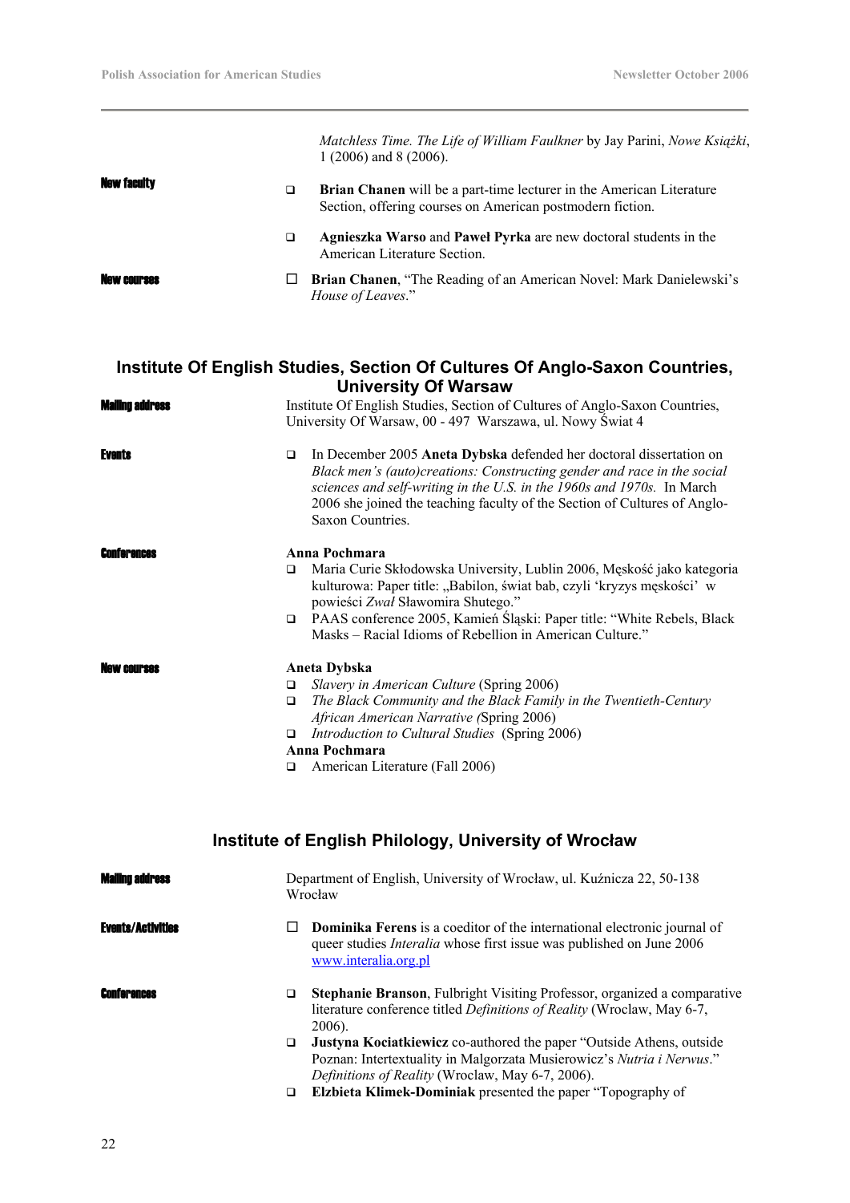*Matchless Time. The Life of William Faulkner* by Jay Parini, *Nowe Książki*, 1 (2006) and 8 (2006).

**New faculty**

- **Brian Chanen** will be a part-time lecturer in the American Literature Section, offering courses on American postmodern fiction.
- **Agnieszka Warso** and **Paweł Pyrka** are new doctoral students in the American Literature Section.

**New courses**

- **Brian Chanen**, "The Reading of an American Novel: Mark Danielewski's *House of Leaves*."

## Institute Of English Studies, Section Of Cultures Of Anglo-Saxon Countries, University Of Warsaw

**Mailing address**

Institute Of English Studies, Section of Cultures of Anglo-Saxon Countries, University Of Warsaw, 00 - 497 Warszawa, ul. Nowy Świat 4

**Events**

- In December 2005 **Aneta Dybska** defended her doctoral dissertation on *Black men's (auto)creations: Constructing gender and race in the social sciences and self-writing in the U.S. in the 1960s and 1970s.* In March 2006 she joined the teaching faculty of the Section of Cultures of Anglo-Saxon Countries.

**Conferences**

**Anna Pochmara**

- Maria Curie Skłodowska University, Lublin 2006, Męskość jako kategoria kulturowa: Paper title: „Babilon, świat bab, czyli 'kryzys męskości' w powieści *Zwał* Sławomira Shutego."
- PAAS conference 2005, Kamień Śląski: Paper title: "White Rebels, Black Masks – Racial Idioms of Rebellion in American Culture."

**New courses**

**Aneta Dybska**

- *Slavery in American Culture* (Spring 2006)
- *The Black Community and the Black Family in the Twentieth-Century African American Narrative (*Spring 2006)
- *Introduction to Cultural Studies* (Spring 2006)

**Anna Pochmara**

- American Literature (Fall 2006)

## Institute of English Philology, University of Wrocław

**Mailing address**

Department of English, University of Wrocław, ul. Kuźnicza 22, 50-138 Wrocław

**Events/Activities**

- **Dominika Ferens** is a coeditor of the international electronic journal of queer studies *Interalia* whose first issue was published on June 2006 www.interalia.org.pl

**Conferences**

- **Stephanie Branson**, Fulbright Visiting Professor, organized a comparative literature conference titled *Definitions of Reality* (Wroclaw, May 6-7, 2006).
- **Justyna Kociatkiewicz** co-authored the paper "Outside Athens, outside Poznan: Intertextuality in Malgorzata Musierowicz's *Nutria i Nerwus*." *Definitions of Reality* (Wroclaw, May 6-7, 2006).
- **Elzbieta Klimek-Dominiak** presented the paper "Topography of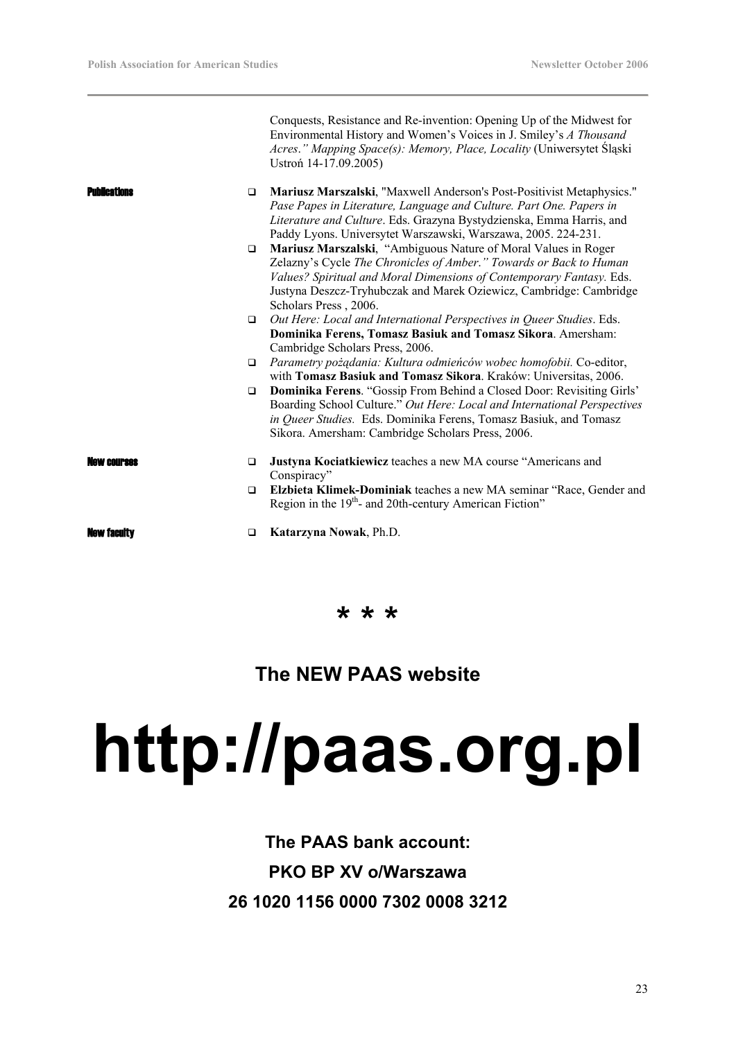Conquests, Resistance and Re-invention: Opening Up of the Midwest for Environmental History and Women's Voices in J. Smiley's *A Thousand Acres*." *Mapping Space(s): Memory, Place, Locality* (Uniwersytet Śląski Ustroń 14-17.09.2005)

**Publications**

- **Mariusz Marszalski**, "Maxwell Anderson's Post-Positivist Metaphysics." *Pase Papes in Literature, Language and Culture. Part One. Papers in Literature and Culture*. Eds. Grazyna Bystydzienska, Emma Harris, and Paddy Lyons. Universytet Warszawski, Warszawa, 2005. 224-231.
- **Mariusz Marszalski**, "Ambiguous Nature of Moral Values in Roger Zelazny's Cycle *The Chronicles of Amber." Towards or Back to Human Values? Spiritual and Moral Dimensions of Contemporary Fantasy.* Eds. Justyna Deszcz-Tryhubczak and Marek Oziewicz, Cambridge: Cambridge Scholars Press , 2006.
- *Out Here: Local and International Perspectives in Queer Studies*. Eds. **Dominika Ferens, Tomasz Basiuk and Tomasz Sikora**. Amersham: Cambridge Scholars Press, 2006.
- *Parametry pożądania: Kultura odmieńców wobec homofobii.* Co-editor, with **Tomasz Basiuk and Tomasz Sikora**. Kraków: Universitas, 2006.
- **Dominika Ferens**. "Gossip From Behind a Closed Door: Revisiting Girls' Boarding School Culture." *Out Here: Local and International Perspectives in Queer Studies.* Eds. Dominika Ferens, Tomasz Basiuk, and Tomasz Sikora. Amersham: Cambridge Scholars Press, 2006.

**New courses**

- **Justyna Kociatkiewicz** teaches a new MA course "Americans and Conspiracy"
- **Elzbieta Klimek-Dominiak** teaches a new MA seminar "Race, Gender and Region in the 19th- and 20th-century American Fiction"

**New faculty**

- **Katarzyna Nowak**, Ph.D.

\* \* \*

## The NEW PAAS website

# http://paas.org.pl

**The PAAS bank account:**

**PKO BP XV o/Warszawa**

**26 1020 1156 0000 7302 0008 3212**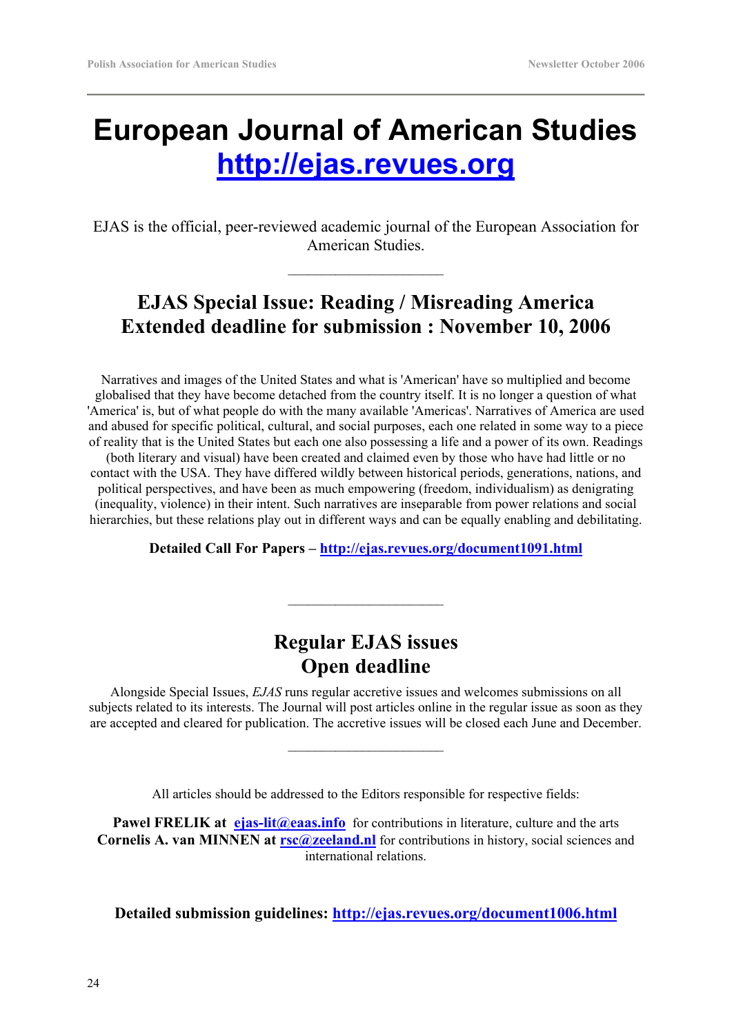# European Journal of American Studies
# http://ejas.revues.org

EJAS is the official, peer-reviewed academic journal of the European Association for American Studies.

---

## EJAS Special Issue: Reading / Misreading America
## Extended deadline for submission : November 10, 2006

Narratives and images of the United States and what is 'American' have so multiplied and become globalised that they have become detached from the country itself. It is no longer a question of what 'America' is, but of what people do with the many available 'Americas'. Narratives of America are used and abused for specific political, cultural, and social purposes, each one related in some way to a piece of reality that is the United States but each one also possessing a life and a power of its own. Readings (both literary and visual) have been created and claimed even by those who have had little or no contact with the USA. They have differed wildly between historical periods, generations, nations, and political perspectives, and have been as much empowering (freedom, individualism) as denigrating (inequality, violence) in their intent. Such narratives are inseparable from power relations and social hierarchies, but these relations play out in different ways and can be equally enabling and debilitating.

**Detailed Call For Papers – http://ejas.revues.org/document1091.html**

---

## Regular EJAS issues
## Open deadline

Alongside Special Issues, *EJAS* runs regular accretive issues and welcomes submissions on all subjects related to its interests. The Journal will post articles online in the regular issue as soon as they are accepted and cleared for publication. The accretive issues will be closed each June and December.

---

All articles should be addressed to the Editors responsible for respective fields:

**Pawel FRELIK at ejas-lit@eaas.info** for contributions in literature, culture and the arts
**Cornelis A. van MINNEN at rsc@zeeland.nl** for contributions in history, social sciences and international relations.

**Detailed submission guidelines: http://ejas.revues.org/document1006.html**